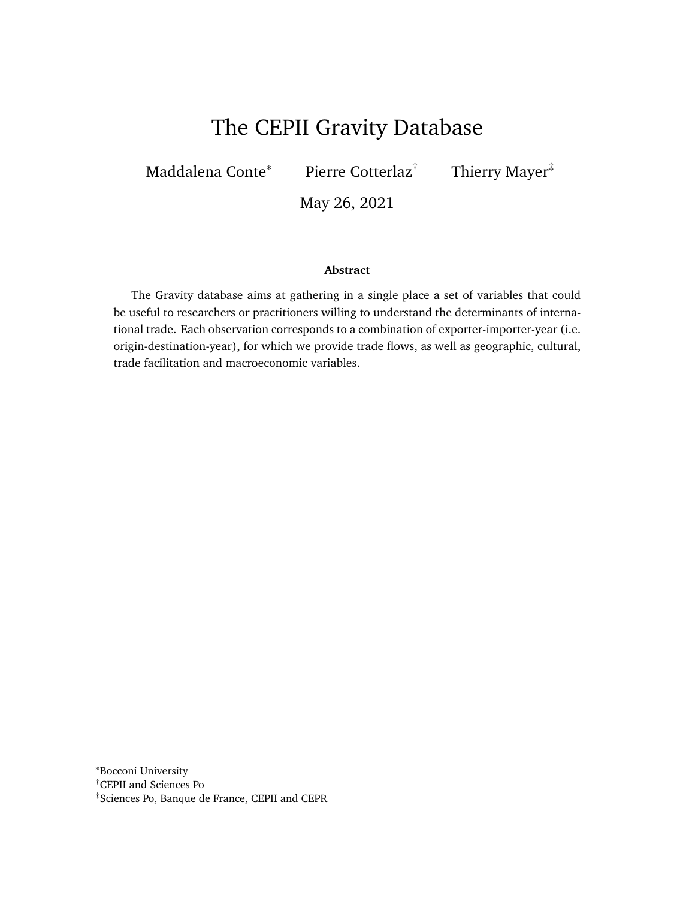# The CEPII Gravity Database

Maddalena Conte[*] Pierre Cotterlaz[†] Thierry Mayer[‡]

May 26, 2021

**Abstract**

The Gravity database aims at gathering in a single place a set of variables that could be useful to researchers or practitioners willing to understand the determinants of international trade. Each observation corresponds to a combination of exporter-importer-year (i.e. origin-destination-year), for which we provide trade flows, as well as geographic, cultural, trade facilitation and macroeconomic variables.

[*] Bocconi University

[†] CEPII and Sciences Po

[‡] Sciences Po, Banque de France, CEPII and CEPR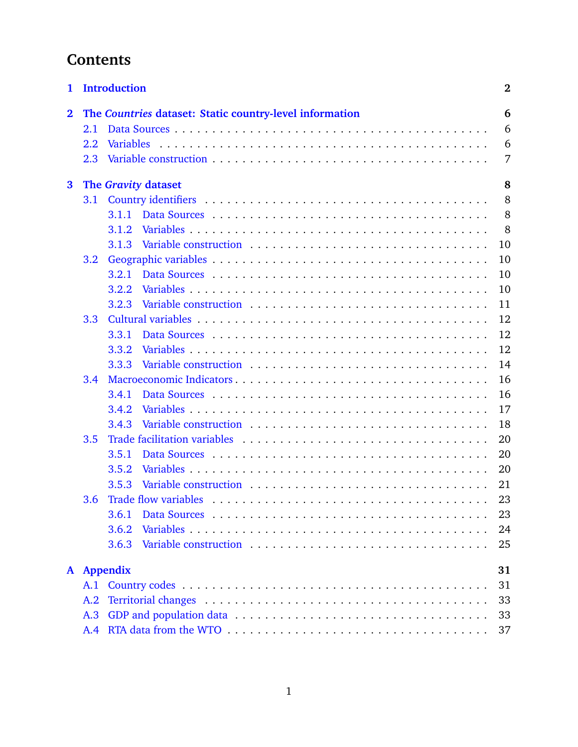# Contents

1 Introduction 2

2 The *Countries* dataset: Static country-level information 6
- 2.1 Data Sources 6
- 2.2 Variables 6
- 2.3 Variable construction 7

3 The *Gravity* dataset 8
- 3.1 Country identifiers 8
  - 3.1.1 Data Sources 8
  - 3.1.2 Variables 8
  - 3.1.3 Variable construction 10
- 3.2 Geographic variables 10
  - 3.2.1 Data Sources 10
  - 3.2.2 Variables 10
  - 3.2.3 Variable construction 11
- 3.3 Cultural variables 12
  - 3.3.1 Data Sources 12
  - 3.3.2 Variables 12
  - 3.3.3 Variable construction 14
- 3.4 Macroeconomic Indicators 16
  - 3.4.1 Data Sources 16
  - 3.4.2 Variables 17
  - 3.4.3 Variable construction 18
- 3.5 Trade facilitation variables 20
  - 3.5.1 Data Sources 20
  - 3.5.2 Variables 20
  - 3.5.3 Variable construction 21
- 3.6 Trade flow variables 23
  - 3.6.1 Data Sources 23
  - 3.6.2 Variables 24
  - 3.6.3 Variable construction 25

A Appendix 31
- A.1 Country codes 31
- A.2 Territorial changes 33
- A.3 GDP and population data 33
- A.4 RTA data from the WTO 37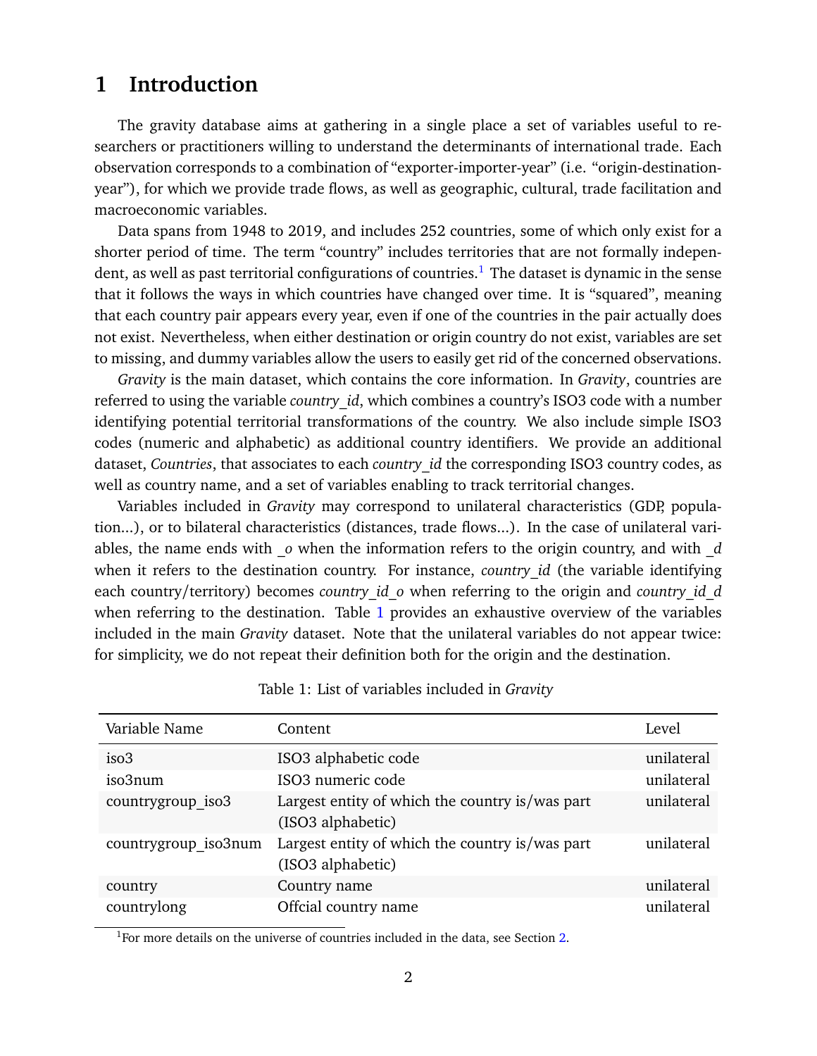# 1 Introduction

The gravity database aims at gathering in a single place a set of variables useful to researchers or practitioners willing to understand the determinants of international trade. Each observation corresponds to a combination of "exporter-importer-year" (i.e. "origin-destination-year"), for which we provide trade flows, as well as geographic, cultural, trade facilitation and macroeconomic variables.

Data spans from 1948 to 2019, and includes 252 countries, some of which only exist for a shorter period of time. The term "country" includes territories that are not formally independent, as well as past territorial configurations of countries.[1] The dataset is dynamic in the sense that it follows the ways in which countries have changed over time. It is "squared", meaning that each country pair appears every year, even if one of the countries in the pair actually does not exist. Nevertheless, when either destination or origin country do not exist, variables are set to missing, and dummy variables allow the users to easily get rid of the concerned observations.

*Gravity* is the main dataset, which contains the core information. In *Gravity*, countries are referred to using the variable *country_id*, which combines a country's ISO3 code with a number identifying potential territorial transformations of the country. We also include simple ISO3 codes (numeric and alphabetic) as additional country identifiers. We provide an additional dataset, *Countries*, that associates to each *country_id* the corresponding ISO3 country codes, as well as country name, and a set of variables enabling to track territorial changes.

Variables included in *Gravity* may correspond to unilateral characteristics (GDP, population...), or to bilateral characteristics (distances, trade flows...). In the case of unilateral variables, the name ends with *_o* when the information refers to the origin country, and with *_d* when it refers to the destination country. For instance, *country_id* (the variable identifying each country/territory) becomes *country_id_o* when referring to the origin and *country_id_d* when referring to the destination. Table 1 provides an exhaustive overview of the variables included in the main *Gravity* dataset. Note that the unilateral variables do not appear twice: for simplicity, we do not repeat their definition both for the origin and the destination.

Table 1: List of variables included in *Gravity*

| Variable Name | Content | Level |
|---|---|---|
| iso3 | ISO3 alphabetic code | unilateral |
| iso3num | ISO3 numeric code | unilateral |
| countrygroup_iso3 | Largest entity of which the country is/was part (ISO3 alphabetic) | unilateral |
| countrygroup_iso3num | Largest entity of which the country is/was part (ISO3 alphabetic) | unilateral |
| country | Country name | unilateral |
| countrylong | Offcial country name | unilateral |

[1] For more details on the universe of countries included in the data, see Section 2.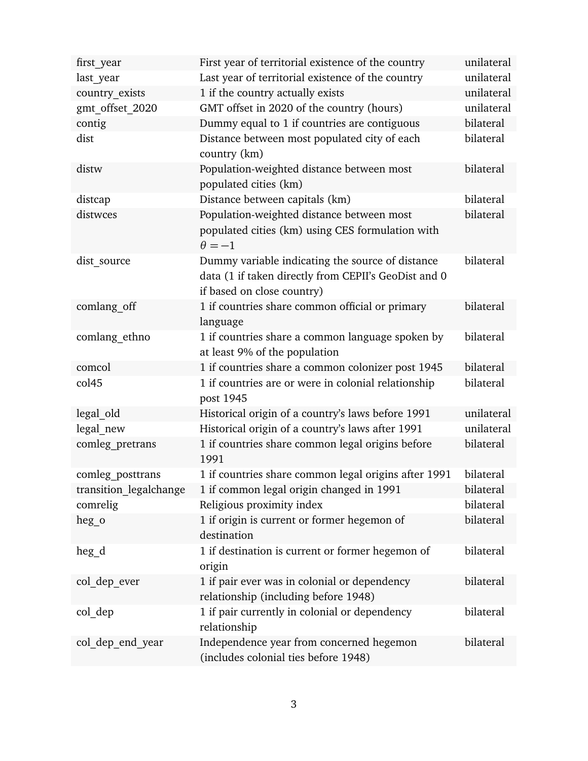| | | |
|---|---|---|
| first_year | First year of territorial existence of the country | unilateral |
| last_year | Last year of territorial existence of the country | unilateral |
| country_exists | 1 if the country actually exists | unilateral |
| gmt_offset_2020 | GMT offset in 2020 of the country (hours) | unilateral |
| contig | Dummy equal to 1 if countries are contiguous | bilateral |
| dist | Distance between most populated city of each country (km) | bilateral |
| distw | Population-weighted distance between most populated cities (km) | bilateral |
| distcap | Distance between capitals (km) | bilateral |
| distwces | Population-weighted distance between most populated cities (km) using CES formulation with $\theta = -1$ | bilateral |
| dist_source | Dummy variable indicating the source of distance data (1 if taken directly from CEPII's GeoDist and 0 if based on close country) | bilateral |
| comlang_off | 1 if countries share common official or primary language | bilateral |
| comlang_ethno | 1 if countries share a common language spoken by at least 9% of the population | bilateral |
| comcol | 1 if countries share a common colonizer post 1945 | bilateral |
| col45 | 1 if countries are or were in colonial relationship post 1945 | bilateral |
| legal_old | Historical origin of a country's laws before 1991 | unilateral |
| legal_new | Historical origin of a country's laws after 1991 | unilateral |
| comleg_pretrans | 1 if countries share common legal origins before 1991 | bilateral |
| comleg_posttrans | 1 if countries share common legal origins after 1991 | bilateral |
| transition_legalchange | 1 if common legal origin changed in 1991 | bilateral |
| comrelig | Religious proximity index | bilateral |
| heg_o | 1 if origin is current or former hegemon of destination | bilateral |
| heg_d | 1 if destination is current or former hegemon of origin | bilateral |
| col_dep_ever | 1 if pair ever was in colonial or dependency relationship (including before 1948) | bilateral |
| col_dep | 1 if pair currently in colonial or dependency relationship | bilateral |
| col_dep_end_year | Independence year from concerned hegemon (includes colonial ties before 1948) | bilateral |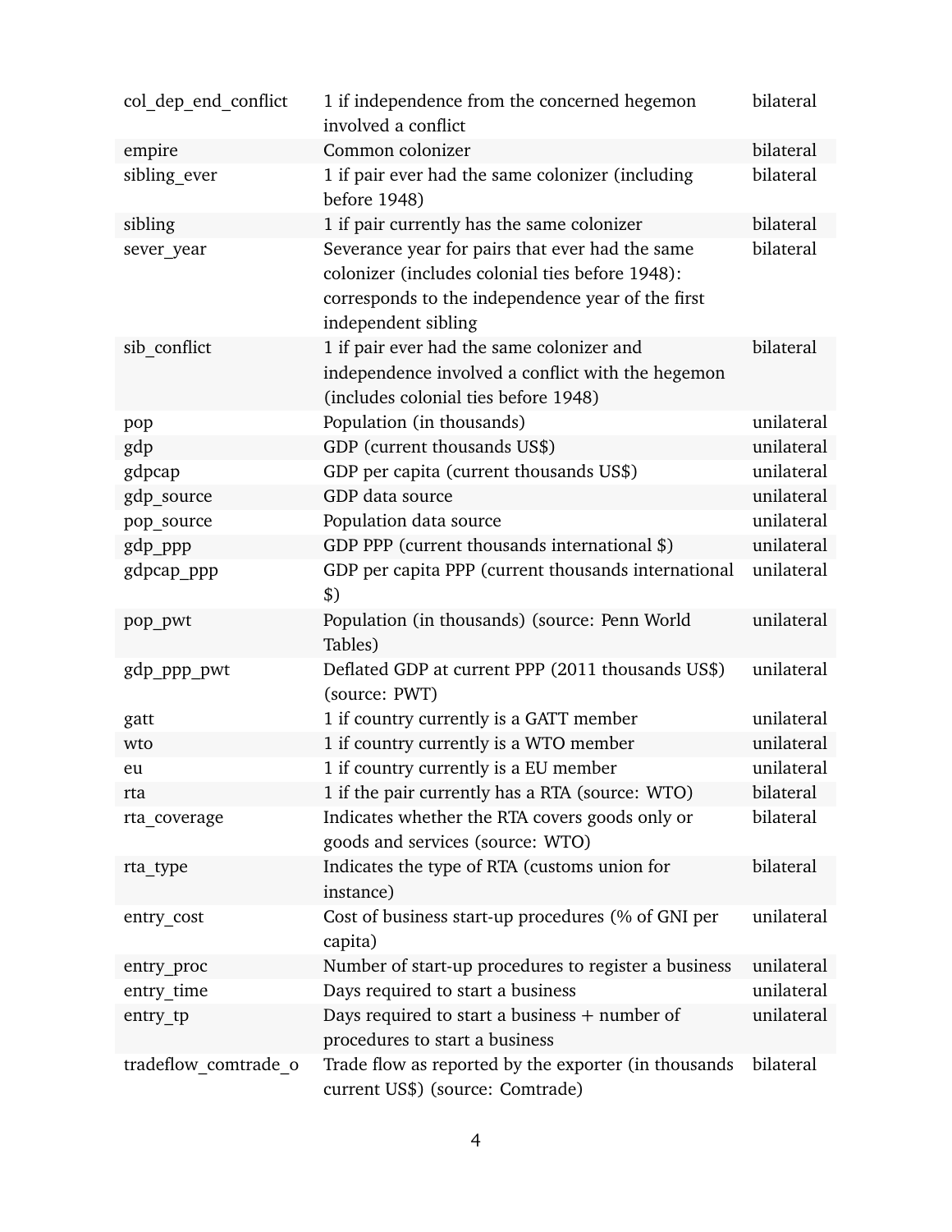| | | |
|---|---|---|
| col_dep_end_conflict | 1 if independence from the concerned hegemon involved a conflict | bilateral |
| empire | Common colonizer | bilateral |
| sibling_ever | 1 if pair ever had the same colonizer (including before 1948) | bilateral |
| sibling | 1 if pair currently has the same colonizer | bilateral |
| sever_year | Severance year for pairs that ever had the same colonizer (includes colonial ties before 1948): corresponds to the independence year of the first independent sibling | bilateral |
| sib_conflict | 1 if pair ever had the same colonizer and independence involved a conflict with the hegemon (includes colonial ties before 1948) | bilateral |
| pop | Population (in thousands) | unilateral |
| gdp | GDP (current thousands US$) | unilateral |
| gdpcap | GDP per capita (current thousands US$) | unilateral |
| gdp_source | GDP data source | unilateral |
| pop_source | Population data source | unilateral |
| gdp_ppp | GDP PPP (current thousands international $) | unilateral |
| gdpcap_ppp | GDP per capita PPP (current thousands international $) | unilateral |
| pop_pwt | Population (in thousands) (source: Penn World Tables) | unilateral |
| gdp_ppp_pwt | Deflated GDP at current PPP (2011 thousands US$) (source: PWT) | unilateral |
| gatt | 1 if country currently is a GATT member | unilateral |
| wto | 1 if country currently is a WTO member | unilateral |
| eu | 1 if country currently is a EU member | unilateral |
| rta | 1 if the pair currently has a RTA (source: WTO) | bilateral |
| rta_coverage | Indicates whether the RTA covers goods only or goods and services (source: WTO) | bilateral |
| rta_type | Indicates the type of RTA (customs union for instance) | bilateral |
| entry_cost | Cost of business start-up procedures (% of GNI per capita) | unilateral |
| entry_proc | Number of start-up procedures to register a business | unilateral |
| entry_time | Days required to start a business | unilateral |
| entry_tp | Days required to start a business + number of procedures to start a business | unilateral |
| tradeflow_comtrade_o | Trade flow as reported by the exporter (in thousands current US$) (source: Comtrade) | bilateral |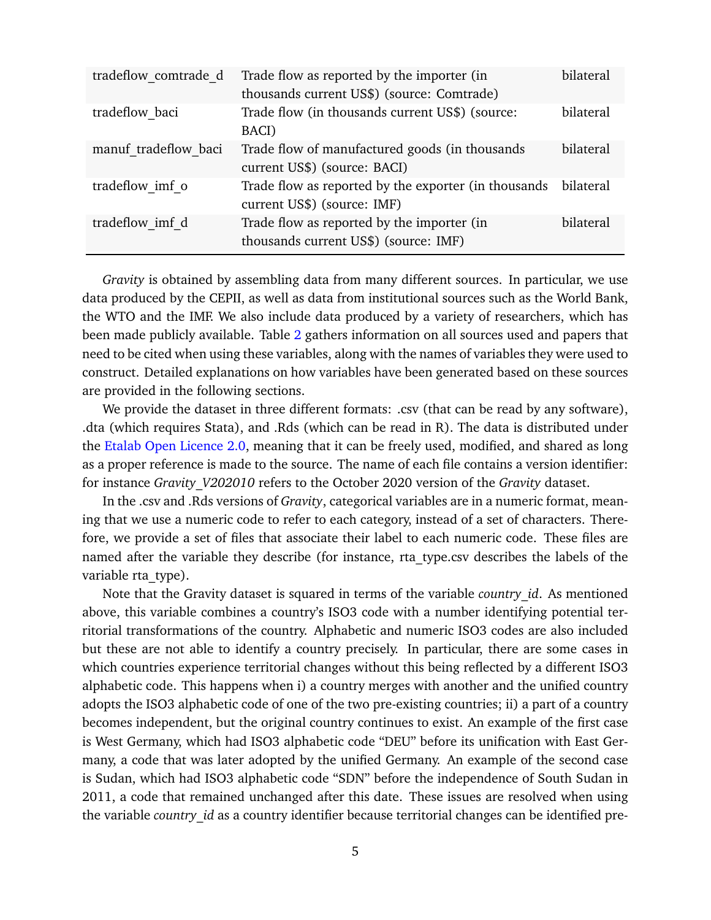| | | |
|---|---|---|
| tradeflow_comtrade_d | Trade flow as reported by the importer (in thousands current US$) (source: Comtrade) | bilateral |
| tradeflow_baci | Trade flow (in thousands current US$) (source: BACI) | bilateral |
| manuf_tradeflow_baci | Trade flow of manufactured goods (in thousands current US$) (source: BACI) | bilateral |
| tradeflow_imf_o | Trade flow as reported by the exporter (in thousands current US$) (source: IMF) | bilateral |
| tradeflow_imf_d | Trade flow as reported by the importer (in thousands current US$) (source: IMF) | bilateral |

*Gravity* is obtained by assembling data from many different sources. In particular, we use data produced by the CEPII, as well as data from institutional sources such as the World Bank, the WTO and the IMF. We also include data produced by a variety of researchers, which has been made publicly available. Table 2 gathers information on all sources used and papers that need to be cited when using these variables, along with the names of variables they were used to construct. Detailed explanations on how variables have been generated based on these sources are provided in the following sections.

We provide the dataset in three different formats: .csv (that can be read by any software), .dta (which requires Stata), and .Rds (which can be read in R). The data is distributed under the Etalab Open Licence 2.0, meaning that it can be freely used, modified, and shared as long as a proper reference is made to the source. The name of each file contains a version identifier: for instance *Gravity_V202010* refers to the October 2020 version of the *Gravity* dataset.

In the .csv and .Rds versions of *Gravity*, categorical variables are in a numeric format, meaning that we use a numeric code to refer to each category, instead of a set of characters. Therefore, we provide a set of files that associate their label to each numeric code. These files are named after the variable they describe (for instance, rta_type.csv describes the labels of the variable rta_type).

Note that the Gravity dataset is squared in terms of the variable *country_id*. As mentioned above, this variable combines a country's ISO3 code with a number identifying potential territorial transformations of the country. Alphabetic and numeric ISO3 codes are also included but these are not able to identify a country precisely. In particular, there are some cases in which countries experience territorial changes without this being reflected by a different ISO3 alphabetic code. This happens when i) a country merges with another and the unified country adopts the ISO3 alphabetic code of one of the two pre-existing countries; ii) a part of a country becomes independent, but the original country continues to exist. An example of the first case is West Germany, which had ISO3 alphabetic code "DEU" before its unification with East Germany, a code that was later adopted by the unified Germany. An example of the second case is Sudan, which had ISO3 alphabetic code "SDN" before the independence of South Sudan in 2011, a code that remained unchanged after this date. These issues are resolved when using the variable *country_id* as a country identifier because territorial changes can be identified pre-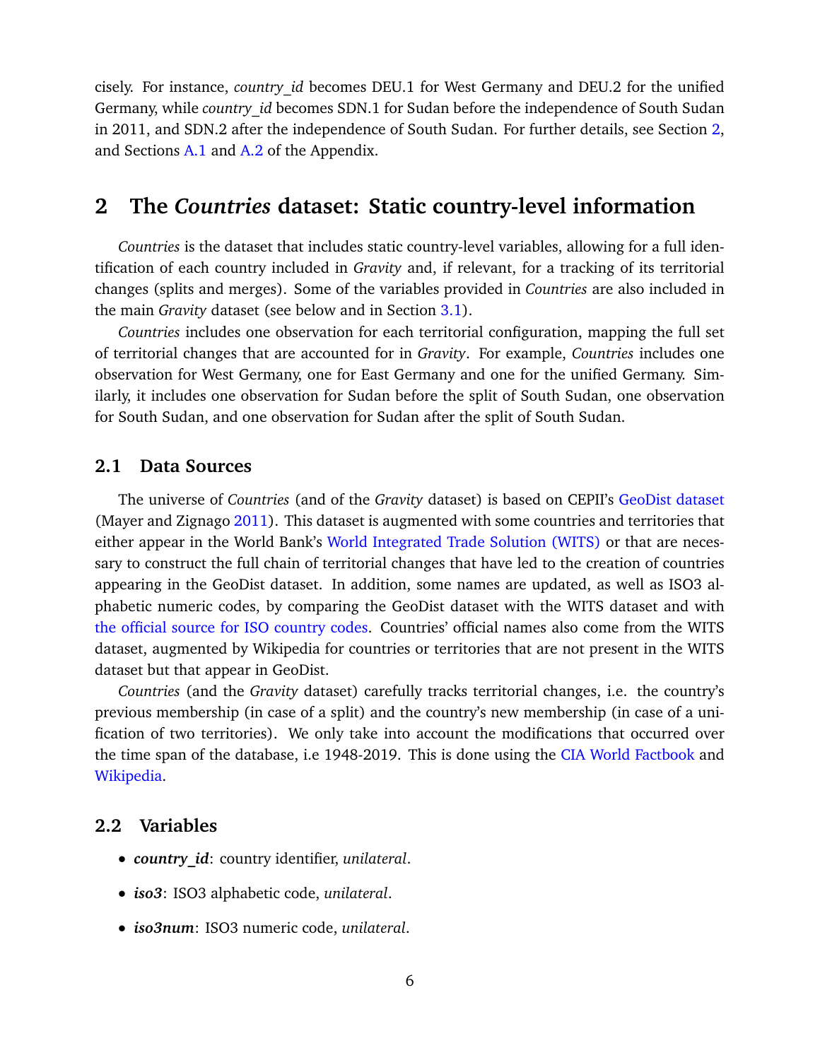cisely. For instance, *country_id* becomes DEU.1 for West Germany and DEU.2 for the unified Germany, while *country_id* becomes SDN.1 for Sudan before the independence of South Sudan in 2011, and SDN.2 after the independence of South Sudan. For further details, see Section 2, and Sections A.1 and A.2 of the Appendix.

## 2 The *Countries* dataset: Static country-level information

*Countries* is the dataset that includes static country-level variables, allowing for a full identification of each country included in *Gravity* and, if relevant, for a tracking of its territorial changes (splits and merges). Some of the variables provided in *Countries* are also included in the main *Gravity* dataset (see below and in Section 3.1).

*Countries* includes one observation for each territorial configuration, mapping the full set of territorial changes that are accounted for in *Gravity*. For example, *Countries* includes one observation for West Germany, one for East Germany and one for the unified Germany. Similarly, it includes one observation for Sudan before the split of South Sudan, one observation for South Sudan, and one observation for Sudan after the split of South Sudan.

### 2.1 Data Sources

The universe of *Countries* (and of the *Gravity* dataset) is based on CEPII's GeoDist dataset (Mayer and Zignago 2011). This dataset is augmented with some countries and territories that either appear in the World Bank's World Integrated Trade Solution (WITS) or that are necessary to construct the full chain of territorial changes that have led to the creation of countries appearing in the GeoDist dataset. In addition, some names are updated, as well as ISO3 alphabetic numeric codes, by comparing the GeoDist dataset with the WITS dataset and with the official source for ISO country codes. Countries' official names also come from the WITS dataset, augmented by Wikipedia for countries or territories that are not present in the WITS dataset but that appear in GeoDist.

*Countries* (and the *Gravity* dataset) carefully tracks territorial changes, i.e. the country's previous membership (in case of a split) and the country's new membership (in case of a unification of two territories). We only take into account the modifications that occurred over the time span of the database, i.e 1948-2019. This is done using the CIA World Factbook and Wikipedia.

### 2.2 Variables

- ***country_id***: country identifier, *unilateral*.
- ***iso3***: ISO3 alphabetic code, *unilateral*.
- ***iso3num***: ISO3 numeric code, *unilateral*.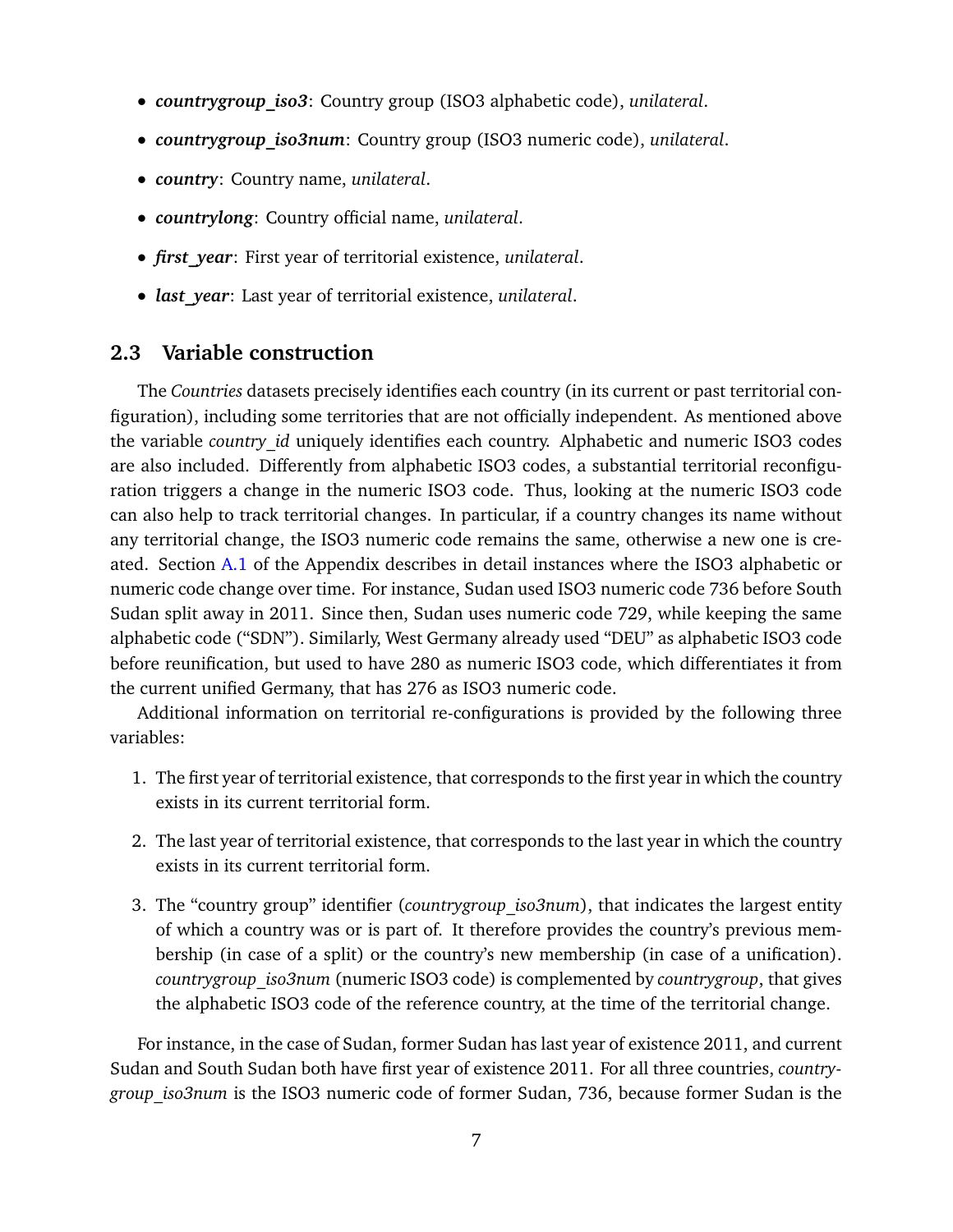- ***countrygroup_iso3***: Country group (ISO3 alphabetic code), *unilateral*.
- ***countrygroup_iso3num***: Country group (ISO3 numeric code), *unilateral*.
- ***country***: Country name, *unilateral*.
- ***countrylong***: Country official name, *unilateral*.
- ***first_year***: First year of territorial existence, *unilateral*.
- ***last_year***: Last year of territorial existence, *unilateral*.

## 2.3 Variable construction

The *Countries* datasets precisely identifies each country (in its current or past territorial configuration), including some territories that are not officially independent. As mentioned above the variable *country_id* uniquely identifies each country. Alphabetic and numeric ISO3 codes are also included. Differently from alphabetic ISO3 codes, a substantial territorial reconfiguration triggers a change in the numeric ISO3 code. Thus, looking at the numeric ISO3 code can also help to track territorial changes. In particular, if a country changes its name without any territorial change, the ISO3 numeric code remains the same, otherwise a new one is created. Section A.1 of the Appendix describes in detail instances where the ISO3 alphabetic or numeric code change over time. For instance, Sudan used ISO3 numeric code 736 before South Sudan split away in 2011. Since then, Sudan uses numeric code 729, while keeping the same alphabetic code ("SDN"). Similarly, West Germany already used "DEU" as alphabetic ISO3 code before reunification, but used to have 280 as numeric ISO3 code, which differentiates it from the current unified Germany, that has 276 as ISO3 numeric code.

Additional information on territorial re-configurations is provided by the following three variables:

1. The first year of territorial existence, that corresponds to the first year in which the country exists in its current territorial form.
2. The last year of territorial existence, that corresponds to the last year in which the country exists in its current territorial form.
3. The "country group" identifier (*countrygroup_iso3num*), that indicates the largest entity of which a country was or is part of. It therefore provides the country's previous membership (in case of a split) or the country's new membership (in case of a unification). *countrygroup_iso3num* (numeric ISO3 code) is complemented by *countrygroup*, that gives the alphabetic ISO3 code of the reference country, at the time of the territorial change.

For instance, in the case of Sudan, former Sudan has last year of existence 2011, and current Sudan and South Sudan both have first year of existence 2011. For all three countries, *countrygroup_iso3num* is the ISO3 numeric code of former Sudan, 736, because former Sudan is the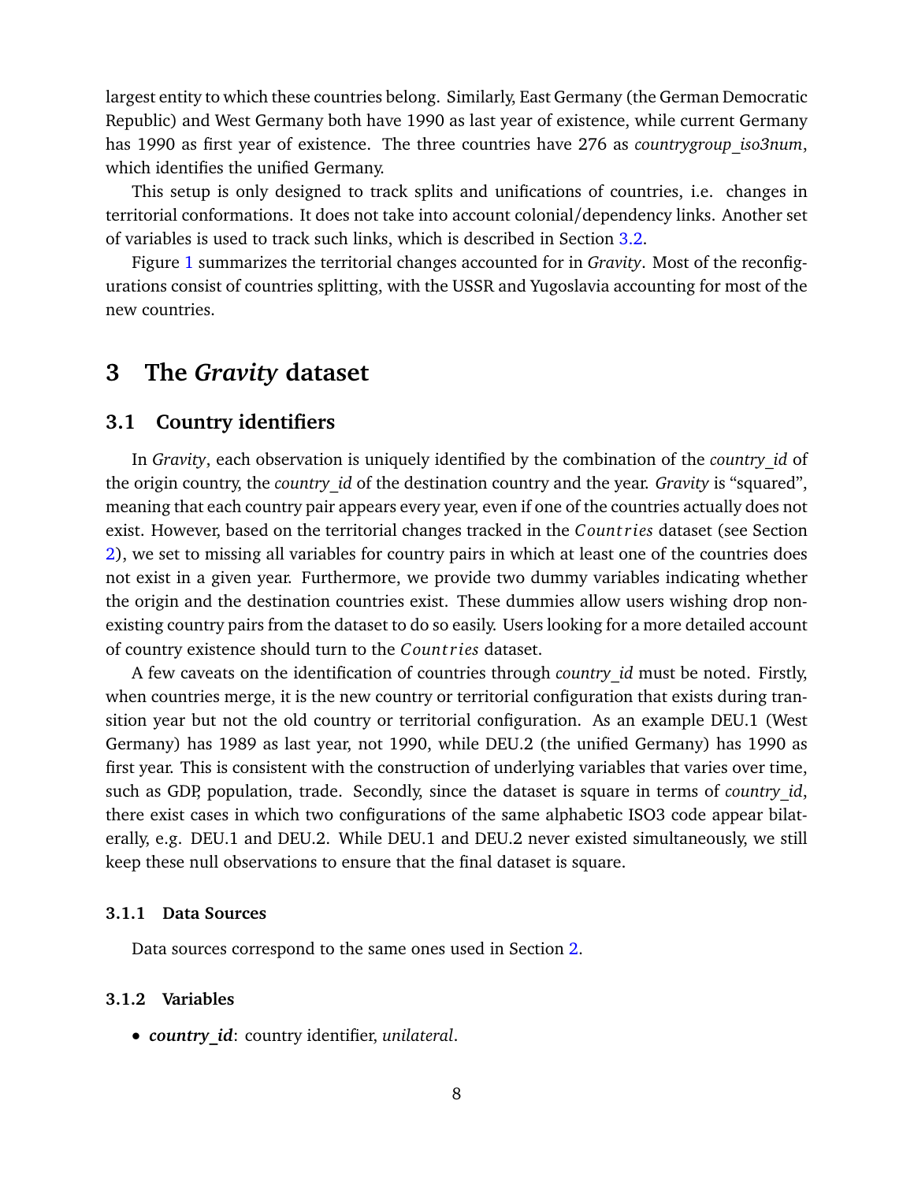largest entity to which these countries belong. Similarly, East Germany (the German Democratic Republic) and West Germany both have 1990 as last year of existence, while current Germany has 1990 as first year of existence. The three countries have 276 as *countrygroup_iso3num*, which identifies the unified Germany.

This setup is only designed to track splits and unifications of countries, i.e. changes in territorial conformations. It does not take into account colonial/dependency links. Another set of variables is used to track such links, which is described in Section 3.2.

Figure 1 summarizes the territorial changes accounted for in *Gravity*. Most of the reconfigurations consist of countries splitting, with the USSR and Yugoslavia accounting for most of the new countries.

# 3 The *Gravity* dataset

## 3.1 Country identifiers

In *Gravity*, each observation is uniquely identified by the combination of the *country_id* of the origin country, the *country_id* of the destination country and the year. *Gravity* is "squared", meaning that each country pair appears every year, even if one of the countries actually does not exist. However, based on the territorial changes tracked in the *Countries* dataset (see Section 2), we set to missing all variables for country pairs in which at least one of the countries does not exist in a given year. Furthermore, we provide two dummy variables indicating whether the origin and the destination countries exist. These dummies allow users wishing drop non-existing country pairs from the dataset to do so easily. Users looking for a more detailed account of country existence should turn to the *Countries* dataset.

A few caveats on the identification of countries through *country_id* must be noted. Firstly, when countries merge, it is the new country or territorial configuration that exists during transition year but not the old country or territorial configuration. As an example DEU.1 (West Germany) has 1989 as last year, not 1990, while DEU.2 (the unified Germany) has 1990 as first year. This is consistent with the construction of underlying variables that varies over time, such as GDP, population, trade. Secondly, since the dataset is square in terms of *country_id*, there exist cases in which two configurations of the same alphabetic ISO3 code appear bilaterally, e.g. DEU.1 and DEU.2. While DEU.1 and DEU.2 never existed simultaneously, we still keep these null observations to ensure that the final dataset is square.

### 3.1.1 Data Sources

Data sources correspond to the same ones used in Section 2.

### 3.1.2 Variables

- ***country_id***: country identifier, *unilateral*.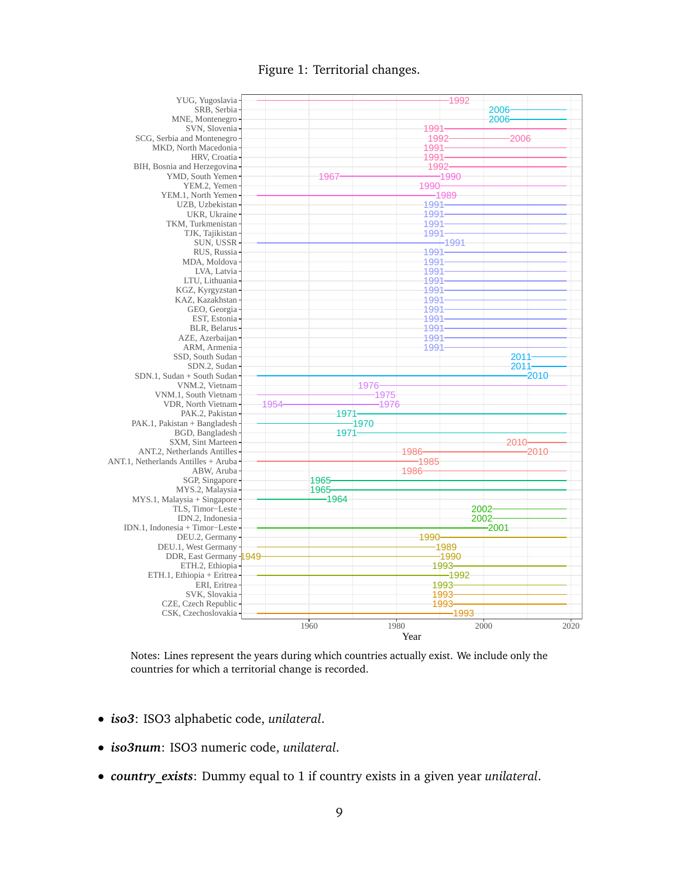Figure 1: Territorial changes.

Notes: Lines represent the years during which countries actually exist. We include only the countries for which a territorial change is recorded.

- ***iso3***: ISO3 alphabetic code, *unilateral*.
- ***iso3num***: ISO3 numeric code, *unilateral*.
- ***country_exists***: Dummy equal to 1 if country exists in a given year *unilateral*.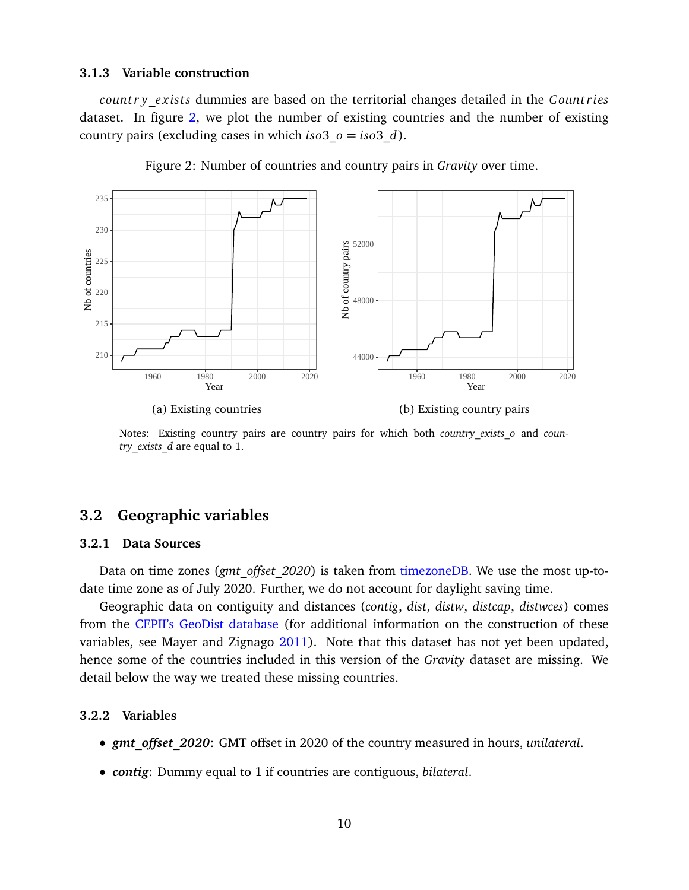### 3.1.3 Variable construction

*country_exists* dummies are based on the territorial changes detailed in the *Countries* dataset. In figure 2, we plot the number of existing countries and the number of existing country pairs (excluding cases in which $iso3\_o = iso3\_d$).

Figure 2: Number of countries and country pairs in *Gravity* over time.

(a) Existing countries

(b) Existing country pairs

Notes: Existing country pairs are country pairs for which both *country_exists_o* and *country_exists_d* are equal to 1.

## 3.2 Geographic variables

### 3.2.1 Data Sources

Data on time zones (*gmt_offset_2020*) is taken from timezoneDB. We use the most up-to-date time zone as of July 2020. Further, we do not account for daylight saving time.

Geographic data on contiguity and distances (*contig*, *dist*, *distw*, *distcap*, *distwces*) comes from the CEPII's GeoDist database (for additional information on the construction of these variables, see Mayer and Zignago 2011). Note that this dataset has not yet been updated, hence some of the countries included in this version of the *Gravity* dataset are missing. We detail below the way we treated these missing countries.

### 3.2.2 Variables

- ***gmt_offset_2020***: GMT offset in 2020 of the country measured in hours, *unilateral*.
- ***contig***: Dummy equal to 1 if countries are contiguous, *bilateral*.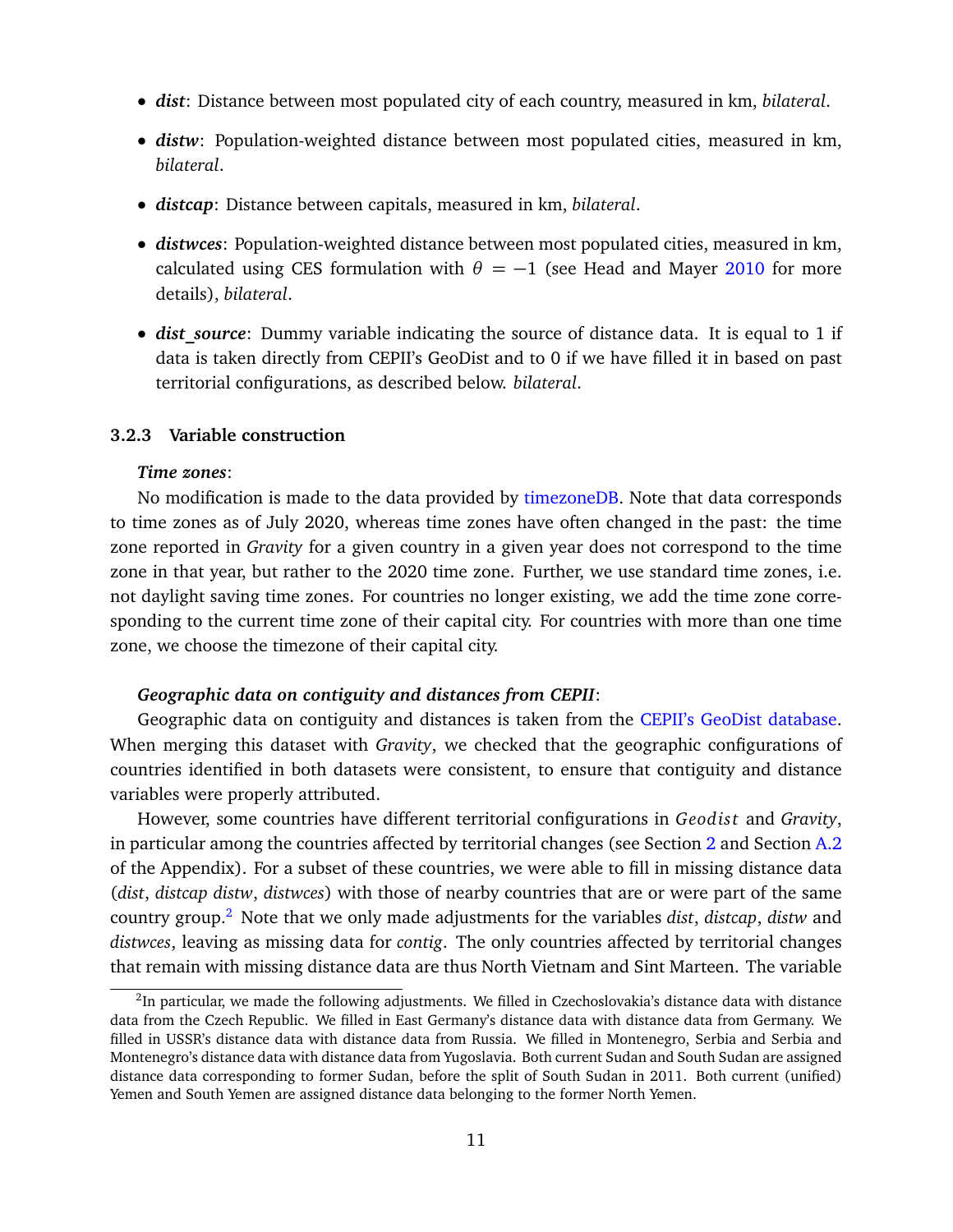- ***dist***: Distance between most populated city of each country, measured in km, *bilateral*.
- ***distw***: Population-weighted distance between most populated cities, measured in km, *bilateral*.
- ***distcap***: Distance between capitals, measured in km, *bilateral*.
- ***distwces***: Population-weighted distance between most populated cities, measured in km, calculated using CES formulation with $\theta = -1$ (see Head and Mayer 2010 for more details), *bilateral*.
- ***dist_source***: Dummy variable indicating the source of distance data. It is equal to 1 if data is taken directly from CEPII's GeoDist and to 0 if we have filled it in based on past territorial configurations, as described below. *bilateral*.

### 3.2.3 Variable construction

***Time zones***:

No modification is made to the data provided by timezoneDB. Note that data corresponds to time zones as of July 2020, whereas time zones have often changed in the past: the time zone reported in *Gravity* for a given country in a given year does not correspond to the time zone in that year, but rather to the 2020 time zone. Further, we use standard time zones, i.e. not daylight saving time zones. For countries no longer existing, we add the time zone corresponding to the current time zone of their capital city. For countries with more than one time zone, we choose the timezone of their capital city.

***Geographic data on contiguity and distances from CEPII***:

Geographic data on contiguity and distances is taken from the CEPII's GeoDist database. When merging this dataset with *Gravity*, we checked that the geographic configurations of countries identified in both datasets were consistent, to ensure that contiguity and distance variables were properly attributed.

However, some countries have different territorial configurations in *Geodist* and *Gravity*, in particular among the countries affected by territorial changes (see Section 2 and Section A.2 of the Appendix). For a subset of these countries, we were able to fill in missing distance data (*dist*, *distcap distw*, *distwces*) with those of nearby countries that are or were part of the same country group.[2] Note that we only made adjustments for the variables *dist*, *distcap*, *distw* and *distwces*, leaving as missing data for *contig*. The only countries affected by territorial changes that remain with missing distance data are thus North Vietnam and Sint Marteen. The variable

[2]In particular, we made the following adjustments. We filled in Czechoslovakia's distance data with distance data from the Czech Republic. We filled in East Germany's distance data with distance data from Germany. We filled in USSR's distance data with distance data from Russia. We filled in Montenegro, Serbia and Serbia and Montenegro's distance data with distance data from Yugoslavia. Both current Sudan and South Sudan are assigned distance data corresponding to former Sudan, before the split of South Sudan in 2011. Both current (unified) Yemen and South Yemen are assigned distance data belonging to the former North Yemen.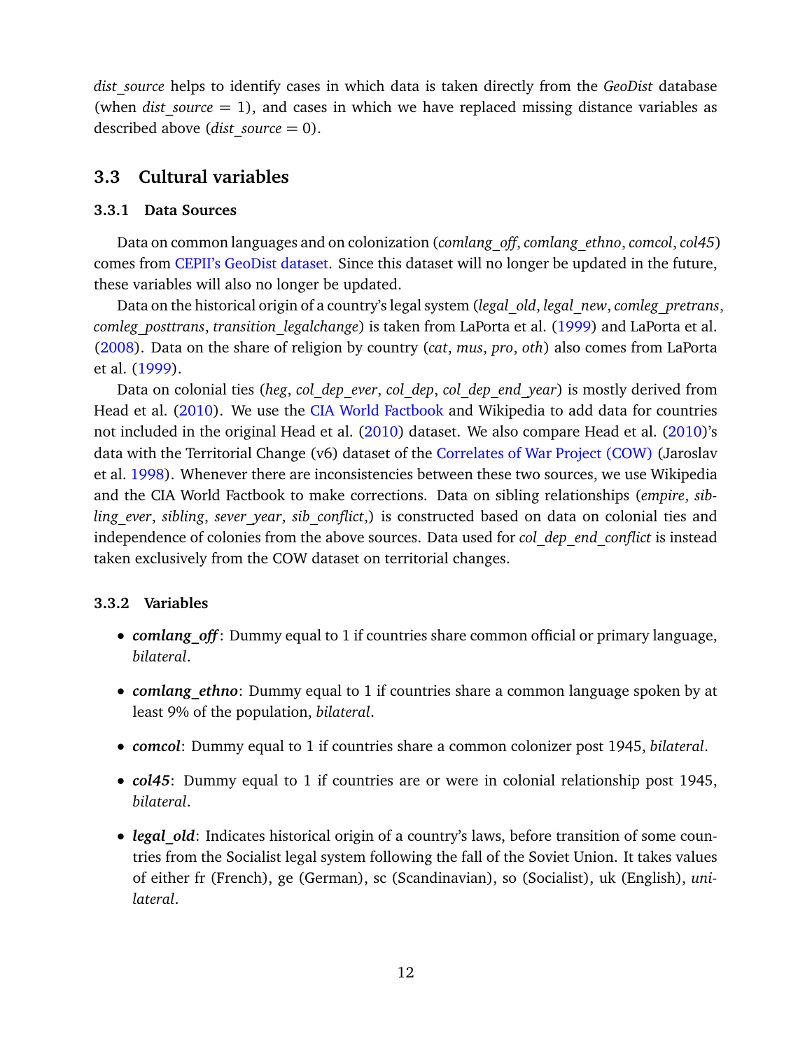*dist_source* helps to identify cases in which data is taken directly from the *GeoDist* database (when *dist_source* = 1), and cases in which we have replaced missing distance variables as described above (*dist_source* = 0).

## 3.3 Cultural variables

### 3.3.1 Data Sources

Data on common languages and on colonization (*comlang_off*, *comlang_ethno*, *comcol*, *col45*) comes from CEPII's GeoDist dataset. Since this dataset will no longer be updated in the future, these variables will also no longer be updated.

Data on the historical origin of a country's legal system (*legal_old*, *legal_new*, *comleg_pretrans*, *comleg_posttrans*, *transition_legalchange*) is taken from LaPorta et al. (1999) and LaPorta et al. (2008). Data on the share of religion by country (*cat*, *mus*, *pro*, *oth*) also comes from LaPorta et al. (1999).

Data on colonial ties (*heg*, *col_dep_ever*, *col_dep*, *col_dep_end_year*) is mostly derived from Head et al. (2010). We use the CIA World Factbook and Wikipedia to add data for countries not included in the original Head et al. (2010) dataset. We also compare Head et al. (2010)'s data with the Territorial Change (v6) dataset of the Correlates of War Project (COW) (Jaroslav et al. 1998). Whenever there are inconsistencies between these two sources, we use Wikipedia and the CIA World Factbook to make corrections. Data on sibling relationships (*empire*, *sibling_ever*, *sibling*, *sever_year*, *sib_conflict*,) is constructed based on data on colonial ties and independence of colonies from the above sources. Data used for *col_dep_end_conflict* is instead taken exclusively from the COW dataset on territorial changes.

### 3.3.2 Variables

- ***comlang_off***: Dummy equal to 1 if countries share common official or primary language, *bilateral*.
- ***comlang_ethno***: Dummy equal to 1 if countries share a common language spoken by at least 9% of the population, *bilateral*.
- ***comcol***: Dummy equal to 1 if countries share a common colonizer post 1945, *bilateral*.
- ***col45***: Dummy equal to 1 if countries are or were in colonial relationship post 1945, *bilateral*.
- ***legal_old***: Indicates historical origin of a country's laws, before transition of some countries from the Socialist legal system following the fall of the Soviet Union. It takes values of either fr (French), ge (German), sc (Scandinavian), so (Socialist), uk (English), *unilateral*.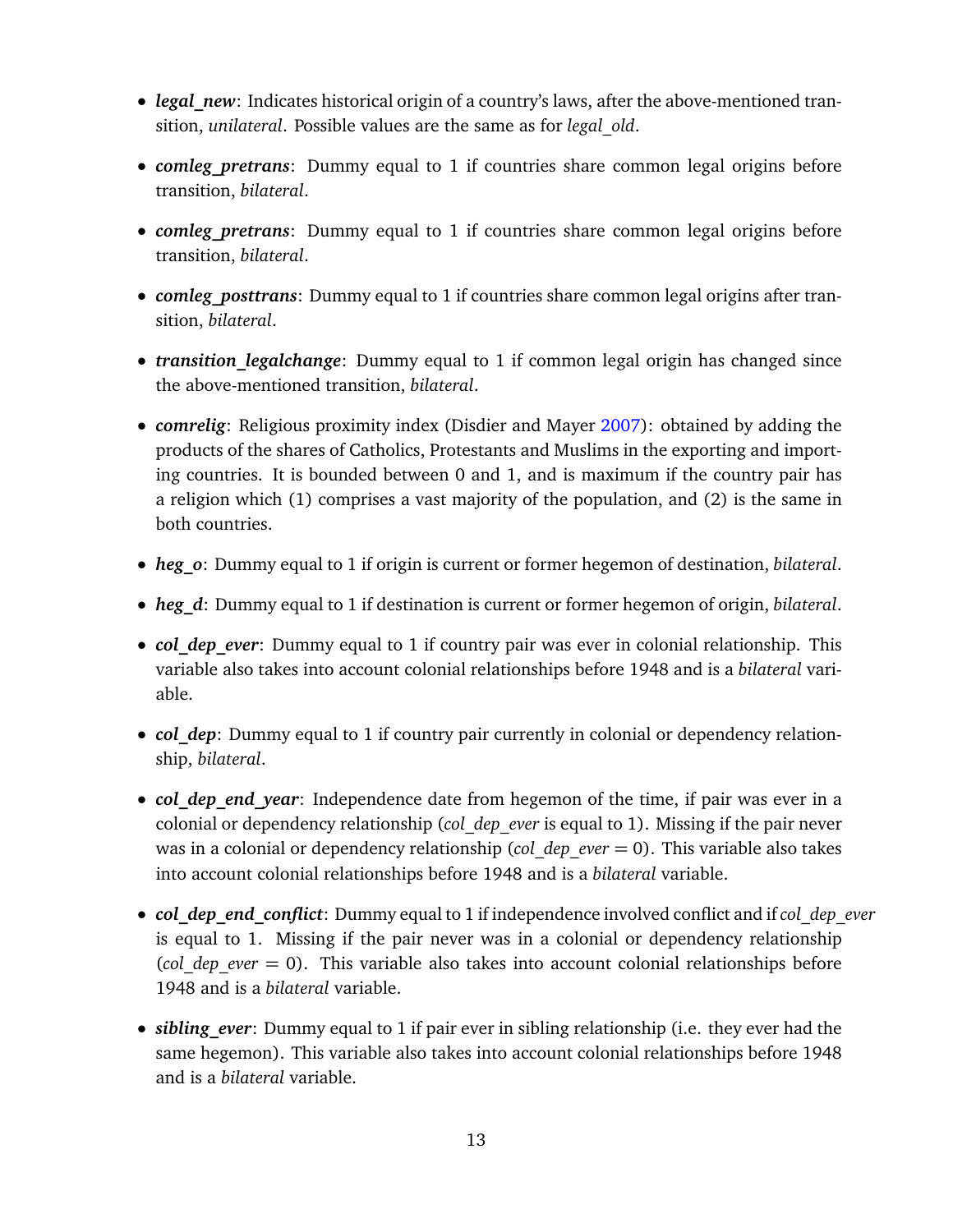- ***legal_new***: Indicates historical origin of a country's laws, after the above-mentioned transition, *unilateral*. Possible values are the same as for *legal_old*.

- ***comleg_pretrans***: Dummy equal to 1 if countries share common legal origins before transition, *bilateral*.

- ***comleg_pretrans***: Dummy equal to 1 if countries share common legal origins before transition, *bilateral*.

- ***comleg_posttrans***: Dummy equal to 1 if countries share common legal origins after transition, *bilateral*.

- ***transition_legalchange***: Dummy equal to 1 if common legal origin has changed since the above-mentioned transition, *bilateral*.

- ***comrelig***: Religious proximity index (Disdier and Mayer 2007): obtained by adding the products of the shares of Catholics, Protestants and Muslims in the exporting and importing countries. It is bounded between 0 and 1, and is maximum if the country pair has a religion which (1) comprises a vast majority of the population, and (2) is the same in both countries.

- ***heg_o***: Dummy equal to 1 if origin is current or former hegemon of destination, *bilateral*.

- ***heg_d***: Dummy equal to 1 if destination is current or former hegemon of origin, *bilateral*.

- ***col_dep_ever***: Dummy equal to 1 if country pair was ever in colonial relationship. This variable also takes into account colonial relationships before 1948 and is a *bilateral* variable.

- ***col_dep***: Dummy equal to 1 if country pair currently in colonial or dependency relationship, *bilateral*.

- ***col_dep_end_year***: Independence date from hegemon of the time, if pair was ever in a colonial or dependency relationship (*col_dep_ever* is equal to 1). Missing if the pair never was in a colonial or dependency relationship (*col_dep_ever* $= 0$). This variable also takes into account colonial relationships before 1948 and is a *bilateral* variable.

- ***col_dep_end_conflict***: Dummy equal to 1 if independence involved conflict and if *col_dep_ever* is equal to 1. Missing if the pair never was in a colonial or dependency relationship (*col_dep_ever* $= 0$). This variable also takes into account colonial relationships before 1948 and is a *bilateral* variable.

- ***sibling_ever***: Dummy equal to 1 if pair ever in sibling relationship (i.e. they ever had the same hegemon). This variable also takes into account colonial relationships before 1948 and is a *bilateral* variable.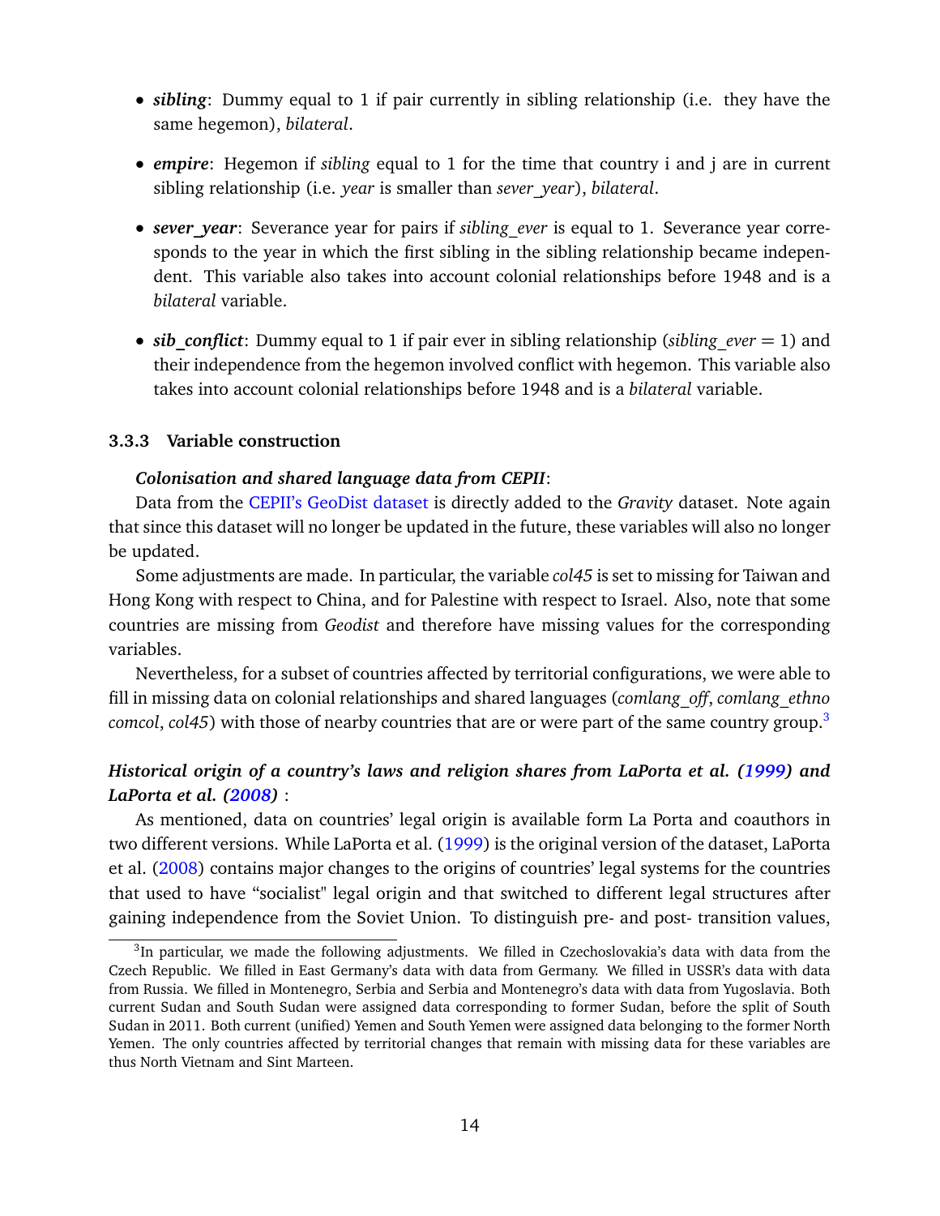- ***sibling***: Dummy equal to 1 if pair currently in sibling relationship (i.e. they have the same hegemon), *bilateral*.

- ***empire***: Hegemon if *sibling* equal to 1 for the time that country i and j are in current sibling relationship (i.e. *year* is smaller than *sever_year*), *bilateral*.

- ***sever_year***: Severance year for pairs if *sibling_ever* is equal to 1. Severance year corresponds to the year in which the first sibling in the sibling relationship became independent. This variable also takes into account colonial relationships before 1948 and is a *bilateral* variable.

- ***sib_conflict***: Dummy equal to 1 if pair ever in sibling relationship (*sibling_ever* = 1) and their independence from the hegemon involved conflict with hegemon. This variable also takes into account colonial relationships before 1948 and is a *bilateral* variable.

### 3.3.3 Variable construction

***Colonisation and shared language data from CEPII***:

Data from the CEPII's GeoDist dataset is directly added to the *Gravity* dataset. Note again that since this dataset will no longer be updated in the future, these variables will also no longer be updated.

Some adjustments are made. In particular, the variable *col45* is set to missing for Taiwan and Hong Kong with respect to China, and for Palestine with respect to Israel. Also, note that some countries are missing from *Geodist* and therefore have missing values for the corresponding variables.

Nevertheless, for a subset of countries affected by territorial configurations, we were able to fill in missing data on colonial relationships and shared languages (*comlang_off*, *comlang_ethno comcol*, *col45*) with those of nearby countries that are or were part of the same country group.[3]

***Historical origin of a country's laws and religion shares from LaPorta et al. (1999) and LaPorta et al. (2008)*** :

As mentioned, data on countries' legal origin is available form La Porta and coauthors in two different versions. While LaPorta et al. (1999) is the original version of the dataset, LaPorta et al. (2008) contains major changes to the origins of countries' legal systems for the countries that used to have "socialist" legal origin and that switched to different legal structures after gaining independence from the Soviet Union. To distinguish pre- and post- transition values,

[3] In particular, we made the following adjustments. We filled in Czechoslovakia's data with data from the Czech Republic. We filled in East Germany's data with data from Germany. We filled in USSR's data with data from Russia. We filled in Montenegro, Serbia and Serbia and Montenegro's data with data from Yugoslavia. Both current Sudan and South Sudan were assigned data corresponding to former Sudan, before the split of South Sudan in 2011. Both current (unified) Yemen and South Yemen were assigned data belonging to the former North Yemen. The only countries affected by territorial changes that remain with missing data for these variables are thus North Vietnam and Sint Marteen.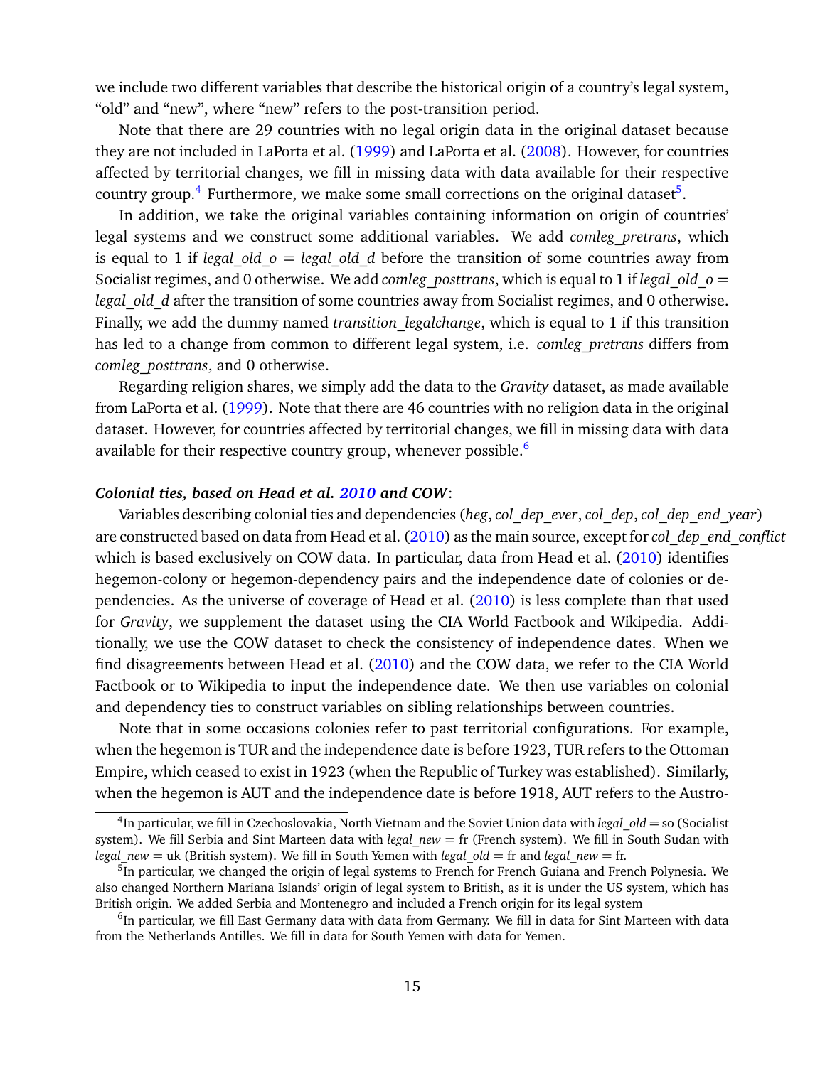we include two different variables that describe the historical origin of a country's legal system, "old" and "new", where "new" refers to the post-transition period.

Note that there are 29 countries with no legal origin data in the original dataset because they are not included in LaPorta et al. (1999) and LaPorta et al. (2008). However, for countries affected by territorial changes, we fill in missing data with data available for their respective country group.[4] Furthermore, we make some small corrections on the original dataset[5].

In addition, we take the original variables containing information on origin of countries' legal systems and we construct some additional variables. We add *comleg_pretrans*, which is equal to 1 if *legal_old_o* = *legal_old_d* before the transition of some countries away from Socialist regimes, and 0 otherwise. We add *comleg_posttrans*, which is equal to 1 if *legal_old_o* = *legal_old_d* after the transition of some countries away from Socialist regimes, and 0 otherwise. Finally, we add the dummy named *transition_legalchange*, which is equal to 1 if this transition has led to a change from common to different legal system, i.e. *comleg_pretrans* differs from *comleg_posttrans*, and 0 otherwise.

Regarding religion shares, we simply add the data to the *Gravity* dataset, as made available from LaPorta et al. (1999). Note that there are 46 countries with no religion data in the original dataset. However, for countries affected by territorial changes, we fill in missing data with data available for their respective country group, whenever possible.[6]

***Colonial ties, based on Head et al. 2010 and COW***:

Variables describing colonial ties and dependencies (*heg*, *col_dep_ever*, *col_dep*, *col_dep_end_year*) are constructed based on data from Head et al. (2010) as the main source, except for *col_dep_end_conflict* which is based exclusively on COW data. In particular, data from Head et al. (2010) identifies hegemon-colony or hegemon-dependency pairs and the independence date of colonies or dependencies. As the universe of coverage of Head et al. (2010) is less complete than that used for *Gravity*, we supplement the dataset using the CIA World Factbook and Wikipedia. Additionally, we use the COW dataset to check the consistency of independence dates. When we find disagreements between Head et al. (2010) and the COW data, we refer to the CIA World Factbook or to Wikipedia to input the independence date. We then use variables on colonial and dependency ties to construct variables on sibling relationships between countries.

Note that in some occasions colonies refer to past territorial configurations. For example, when the hegemon is TUR and the independence date is before 1923, TUR refers to the Ottoman Empire, which ceased to exist in 1923 (when the Republic of Turkey was established). Similarly, when the hegemon is AUT and the independence date is before 1918, AUT refers to the Austro-

---

[4] In particular, we fill in Czechoslovakia, North Vietnam and the Soviet Union data with *legal_old* = so (Socialist system). We fill Serbia and Sint Marteen data with *legal_new* = fr (French system). We fill in South Sudan with *legal_new* = uk (British system). We fill in South Yemen with *legal_old* = fr and *legal_new* = fr.

[5] In particular, we changed the origin of legal systems to French for French Guiana and French Polynesia. We also changed Northern Mariana Islands' origin of legal system to British, as it is under the US system, which has British origin. We added Serbia and Montenegro and included a French origin for its legal system

[6] In particular, we fill East Germany data with data from Germany. We fill in data for Sint Marteen with data from the Netherlands Antilles. We fill in data for South Yemen with data for Yemen.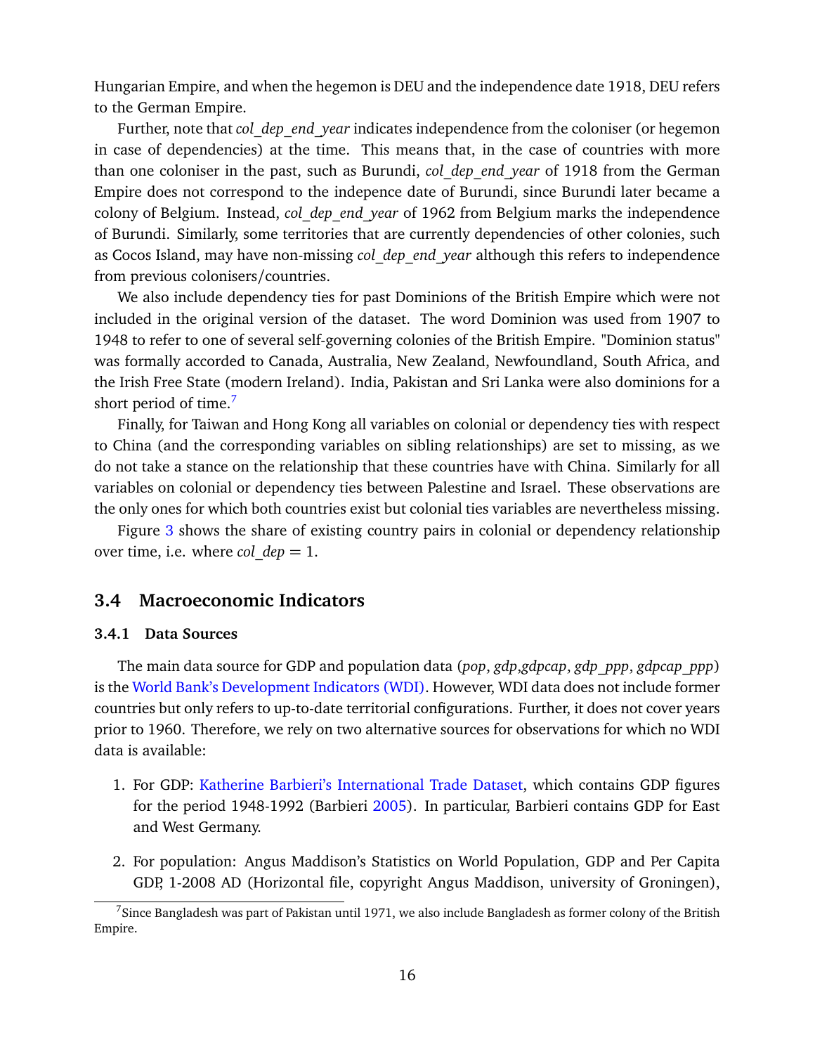Hungarian Empire, and when the hegemon is DEU and the independence date 1918, DEU refers to the German Empire.

Further, note that *col_dep_end_year* indicates independence from the coloniser (or hegemon in case of dependencies) at the time. This means that, in the case of countries with more than one coloniser in the past, such as Burundi, *col_dep_end_year* of 1918 from the German Empire does not correspond to the indepence date of Burundi, since Burundi later became a colony of Belgium. Instead, *col_dep_end_year* of 1962 from Belgium marks the independence of Burundi. Similarly, some territories that are currently dependencies of other colonies, such as Cocos Island, may have non-missing *col_dep_end_year* although this refers to independence from previous colonisers/countries.

We also include dependency ties for past Dominions of the British Empire which were not included in the original version of the dataset. The word Dominion was used from 1907 to 1948 to refer to one of several self-governing colonies of the British Empire. "Dominion status" was formally accorded to Canada, Australia, New Zealand, Newfoundland, South Africa, and the Irish Free State (modern Ireland). India, Pakistan and Sri Lanka were also dominions for a short period of time.[7]

Finally, for Taiwan and Hong Kong all variables on colonial or dependency ties with respect to China (and the corresponding variables on sibling relationships) are set to missing, as we do not take a stance on the relationship that these countries have with China. Similarly for all variables on colonial or dependency ties between Palestine and Israel. These observations are the only ones for which both countries exist but colonial ties variables are nevertheless missing.

Figure 3 shows the share of existing country pairs in colonial or dependency relationship over time, i.e. where *col_dep* = 1.

## 3.4 Macroeconomic Indicators

### 3.4.1 Data Sources

The main data source for GDP and population data (*pop*, *gdp*,*gdpcap*, *gdp_ppp*, *gdpcap_ppp*) is the World Bank's Development Indicators (WDI). However, WDI data does not include former countries but only refers to up-to-date territorial configurations. Further, it does not cover years prior to 1960. Therefore, we rely on two alternative sources for observations for which no WDI data is available:

1. For GDP: Katherine Barbieri's International Trade Dataset, which contains GDP figures for the period 1948-1992 (Barbieri 2005). In particular, Barbieri contains GDP for East and West Germany.

2. For population: Angus Maddison's Statistics on World Population, GDP and Per Capita GDP, 1-2008 AD (Horizontal file, copyright Angus Maddison, university of Groningen),

[7] Since Bangladesh was part of Pakistan until 1971, we also include Bangladesh as former colony of the British Empire.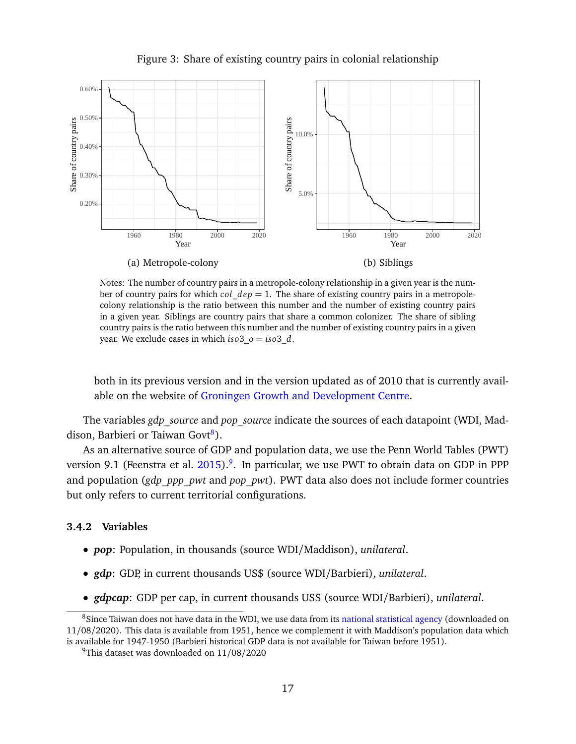Figure 3: Share of existing country pairs in colonial relationship

(a) Metropole-colony

(b) Siblings

Notes: The number of country pairs in a metropole-colony relationship in a given year is the number of country pairs for which $col\_dep = 1$. The share of existing country pairs in a metropole-colony relationship is the ratio between this number and the number of existing country pairs in a given year. Siblings are country pairs that share a common colonizer. The share of sibling country pairs is the ratio between this number and the number of existing country pairs in a given year. We exclude cases in which $iso3\_o = iso3\_d$.

both in its previous version and in the version updated as of 2010 that is currently available on the website of Groningen Growth and Development Centre.

The variables *gdp_source* and *pop_source* indicate the sources of each datapoint (WDI, Maddison, Barbieri or Taiwan Govt[8]).

As an alternative source of GDP and population data, we use the Penn World Tables (PWT) version 9.1 (Feenstra et al. 2015).[9]. In particular, we use PWT to obtain data on GDP in PPP and population (*gdp_ppp_pwt* and *pop_pwt*). PWT data also does not include former countries but only refers to current territorial configurations.

### 3.4.2 Variables

- ***pop***: Population, in thousands (source WDI/Maddison), *unilateral*.
- ***gdp***: GDP, in current thousands US$ (source WDI/Barbieri), *unilateral*.
- ***gdpcap***: GDP per cap, in current thousands US$ (source WDI/Barbieri), *unilateral*.

[8]Since Taiwan does not have data in the WDI, we use data from its national statistical agency (downloaded on 11/08/2020). This data is available from 1951, hence we complement it with Maddison's population data which is available for 1947-1950 (Barbieri historical GDP data is not available for Taiwan before 1951).

[9]This dataset was downloaded on 11/08/2020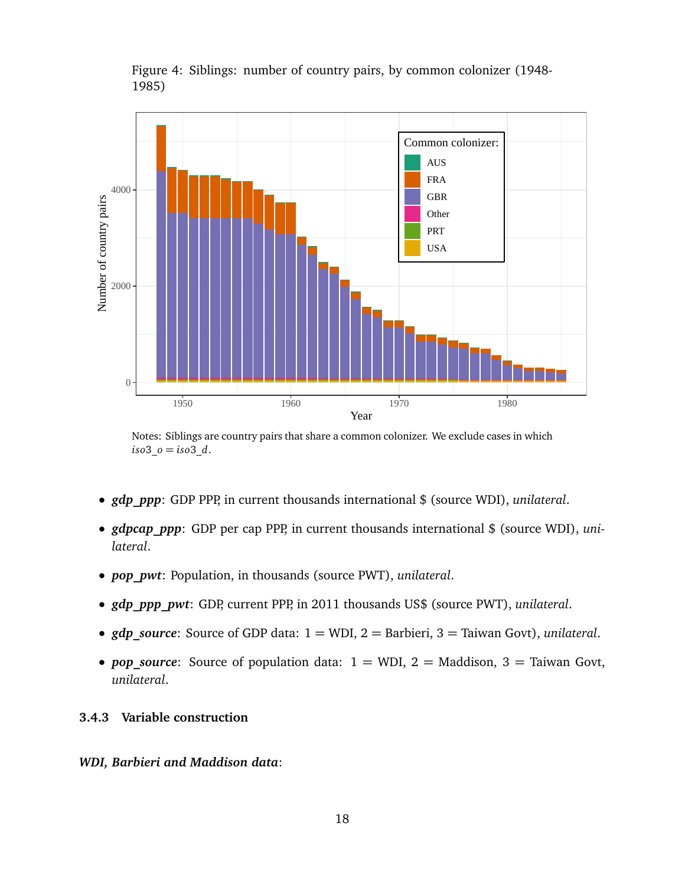Figure 4: Siblings: number of country pairs, by common colonizer (1948-1985)

Notes: Siblings are country pairs that share a common colonizer. We exclude cases in which $iso3\_o = iso3\_d$.

- ***gdp_ppp***: GDP PPP, in current thousands international $ (source WDI), *unilateral*.
- ***gdpcap_ppp***: GDP per cap PPP, in current thousands international $ (source WDI), *unilateral*.
- ***pop_pwt***: Population, in thousands (source PWT), *unilateral*.
- ***gdp_ppp_pwt***: GDP, current PPP, in 2011 thousands US$ (source PWT), *unilateral*.
- ***gdp_source***: Source of GDP data: 1 = WDI, 2 = Barbieri, 3 = Taiwan Govt), *unilateral*.
- ***pop_source***: Source of population data: 1 = WDI, 2 = Maddison, 3 = Taiwan Govt, *unilateral*.

### 3.4.3 Variable construction

***WDI, Barbieri and Maddison data***: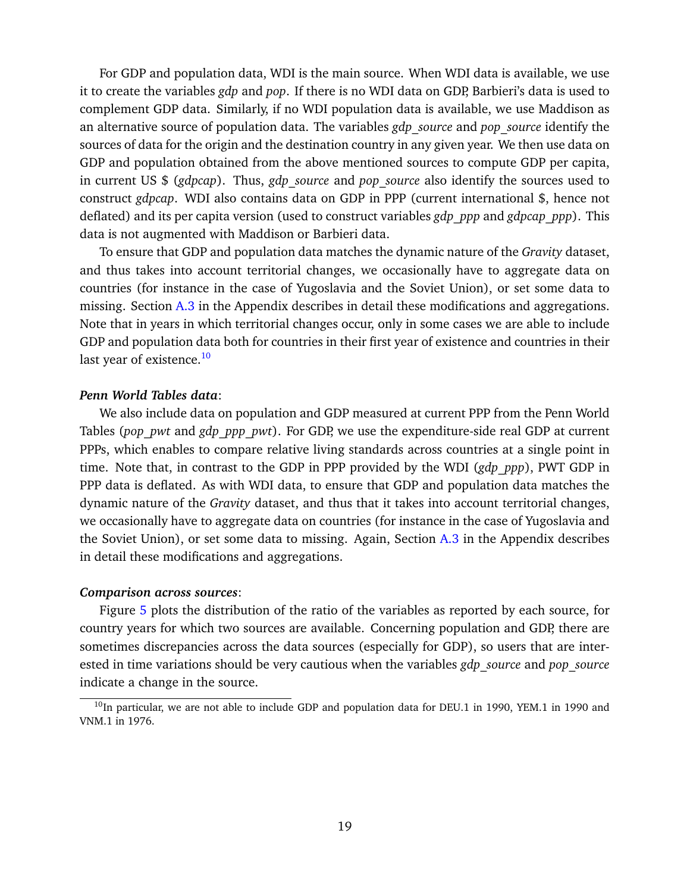For GDP and population data, WDI is the main source. When WDI data is available, we use it to create the variables *gdp* and *pop*. If there is no WDI data on GDP, Barbieri's data is used to complement GDP data. Similarly, if no WDI population data is available, we use Maddison as an alternative source of population data. The variables *gdp_source* and *pop_source* identify the sources of data for the origin and the destination country in any given year. We then use data on GDP and population obtained from the above mentioned sources to compute GDP per capita, in current US $ (*gdpcap*). Thus, *gdp_source* and *pop_source* also identify the sources used to construct *gdpcap*. WDI also contains data on GDP in PPP (current international $, hence not deflated) and its per capita version (used to construct variables *gdp_ppp* and *gdpcap_ppp*). This data is not augmented with Maddison or Barbieri data.

To ensure that GDP and population data matches the dynamic nature of the *Gravity* dataset, and thus takes into account territorial changes, we occasionally have to aggregate data on countries (for instance in the case of Yugoslavia and the Soviet Union), or set some data to missing. Section A.3 in the Appendix describes in detail these modifications and aggregations. Note that in years in which territorial changes occur, only in some cases we are able to include GDP and population data both for countries in their first year of existence and countries in their last year of existence.[10]

***Penn World Tables data***:

We also include data on population and GDP measured at current PPP from the Penn World Tables (*pop_pwt* and *gdp_ppp_pwt*). For GDP, we use the expenditure-side real GDP at current PPPs, which enables to compare relative living standards across countries at a single point in time. Note that, in contrast to the GDP in PPP provided by the WDI (*gdp_ppp*), PWT GDP in PPP data is deflated. As with WDI data, to ensure that GDP and population data matches the dynamic nature of the *Gravity* dataset, and thus that it takes into account territorial changes, we occasionally have to aggregate data on countries (for instance in the case of Yugoslavia and the Soviet Union), or set some data to missing. Again, Section A.3 in the Appendix describes in detail these modifications and aggregations.

***Comparison across sources***:

Figure 5 plots the distribution of the ratio of the variables as reported by each source, for country years for which two sources are available. Concerning population and GDP, there are sometimes discrepancies across the data sources (especially for GDP), so users that are interested in time variations should be very cautious when the variables *gdp_source* and *pop_source* indicate a change in the source.

[10] In particular, we are not able to include GDP and population data for DEU.1 in 1990, YEM.1 in 1990 and VNM.1 in 1976.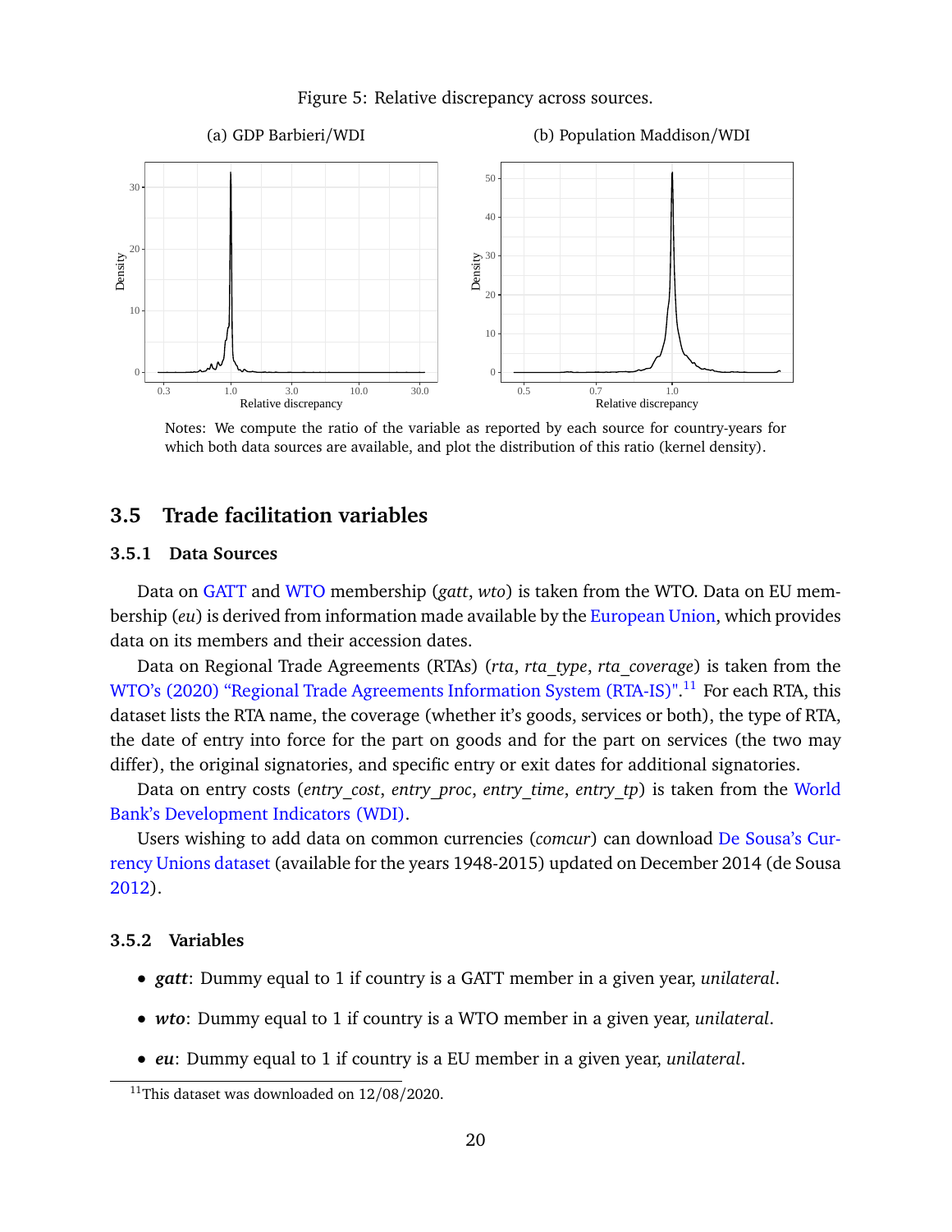Figure 5: Relative discrepancy across sources.

(a) GDP Barbieri/WDI

(b) Population Maddison/WDI

Notes: We compute the ratio of the variable as reported by each source for country-years for which both data sources are available, and plot the distribution of this ratio (kernel density).

## 3.5 Trade facilitation variables

### 3.5.1 Data Sources

Data on GATT and WTO membership (*gatt*, *wto*) is taken from the WTO. Data on EU membership (*eu*) is derived from information made available by the European Union, which provides data on its members and their accession dates.

Data on Regional Trade Agreements (RTAs) (*rta*, *rta_type*, *rta_coverage*) is taken from the WTO's (2020) "Regional Trade Agreements Information System (RTA-IS)".[11] For each RTA, this dataset lists the RTA name, the coverage (whether it's goods, services or both), the type of RTA, the date of entry into force for the part on goods and for the part on services (the two may differ), the original signatories, and specific entry or exit dates for additional signatories.

Data on entry costs (*entry_cost*, *entry_proc*, *entry_time*, *entry_tp*) is taken from the World Bank's Development Indicators (WDI).

Users wishing to add data on common currencies (*comcur*) can download De Sousa's Currency Unions dataset (available for the years 1948-2015) updated on December 2014 (de Sousa 2012).

### 3.5.2 Variables

- ***gatt***: Dummy equal to 1 if country is a GATT member in a given year, *unilateral*.
- ***wto***: Dummy equal to 1 if country is a WTO member in a given year, *unilateral*.
- ***eu***: Dummy equal to 1 if country is a EU member in a given year, *unilateral*.

[11] This dataset was downloaded on 12/08/2020.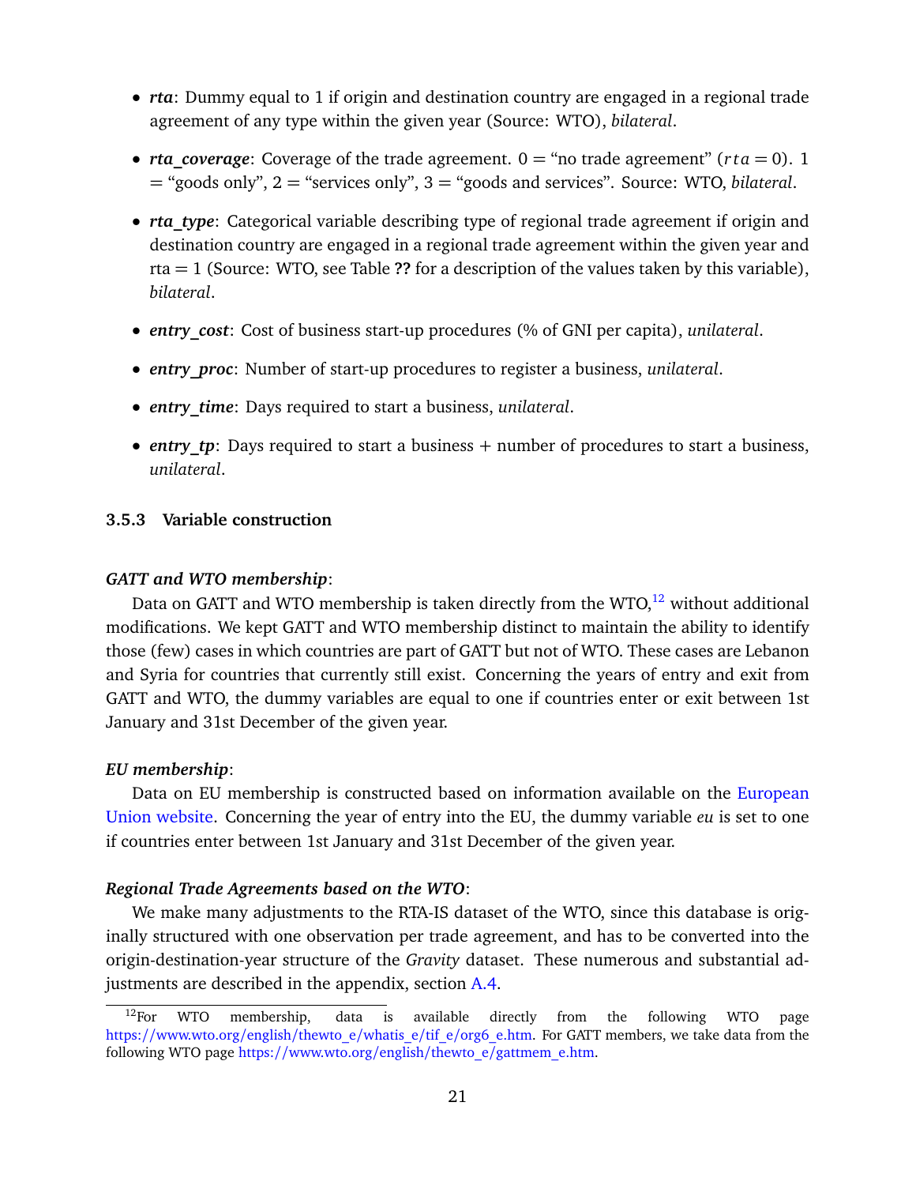- ***rta***: Dummy equal to 1 if origin and destination country are engaged in a regional trade agreement of any type within the given year (Source: WTO), *bilateral*.

- ***rta_coverage***: Coverage of the trade agreement. 0 = "no trade agreement" ($rta = 0$). 1 = "goods only", 2 = "services only", 3 = "goods and services". Source: WTO, *bilateral*.

- ***rta_type***: Categorical variable describing type of regional trade agreement if origin and destination country are engaged in a regional trade agreement within the given year and rta = 1 (Source: WTO, see Table **??** for a description of the values taken by this variable), *bilateral*.

- ***entry_cost***: Cost of business start-up procedures (% of GNI per capita), *unilateral*.

- ***entry_proc***: Number of start-up procedures to register a business, *unilateral*.

- ***entry_time***: Days required to start a business, *unilateral*.

- ***entry_tp***: Days required to start a business + number of procedures to start a business, *unilateral*.

### 3.5.3 Variable construction

***GATT and WTO membership***:

Data on GATT and WTO membership is taken directly from the WTO,[12] without additional modifications. We kept GATT and WTO membership distinct to maintain the ability to identify those (few) cases in which countries are part of GATT but not of WTO. These cases are Lebanon and Syria for countries that currently still exist. Concerning the years of entry and exit from GATT and WTO, the dummy variables are equal to one if countries enter or exit between 1st January and 31st December of the given year.

***EU membership***:

Data on EU membership is constructed based on information available on the European Union website. Concerning the year of entry into the EU, the dummy variable *eu* is set to one if countries enter between 1st January and 31st December of the given year.

***Regional Trade Agreements based on the WTO***:

We make many adjustments to the RTA-IS dataset of the WTO, since this database is originally structured with one observation per trade agreement, and has to be converted into the origin-destination-year structure of the *Gravity* dataset. These numerous and substantial adjustments are described in the appendix, section A.4.

[12] For WTO membership, data is available directly from the following WTO page https://www.wto.org/english/thewto_e/whatis_e/tif_e/org6_e.htm. For GATT members, we take data from the following WTO page https://www.wto.org/english/thewto_e/gattmem_e.htm.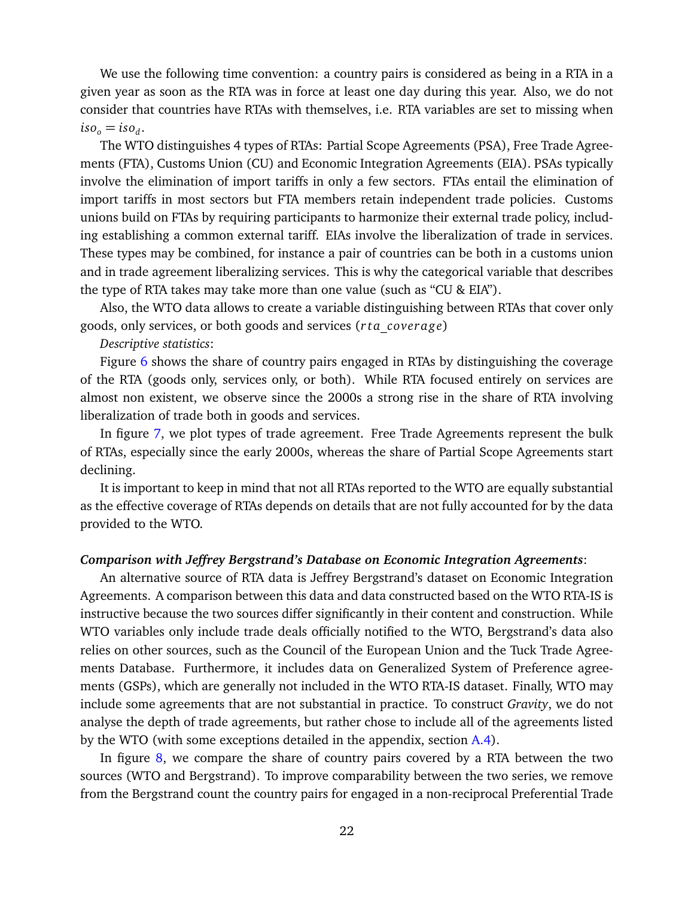We use the following time convention: a country pairs is considered as being in a RTA in a given year as soon as the RTA was in force at least one day during this year. Also, we do not consider that countries have RTAs with themselves, i.e. RTA variables are set to missing when $iso_o = iso_d$.

The WTO distinguishes 4 types of RTAs: Partial Scope Agreements (PSA), Free Trade Agreements (FTA), Customs Union (CU) and Economic Integration Agreements (EIA). PSAs typically involve the elimination of import tariffs in only a few sectors. FTAs entail the elimination of import tariffs in most sectors but FTA members retain independent trade policies. Customs unions build on FTAs by requiring participants to harmonize their external trade policy, including establishing a common external tariff. EIAs involve the liberalization of trade in services. These types may be combined, for instance a pair of countries can be both in a customs union and in trade agreement liberalizing services. This is why the categorical variable that describes the type of RTA takes may take more than one value (such as "CU & EIA").

Also, the WTO data allows to create a variable distinguishing between RTAs that cover only goods, only services, or both goods and services ($rta\_coverage$)

*Descriptive statistics*:

Figure 6 shows the share of country pairs engaged in RTAs by distinguishing the coverage of the RTA (goods only, services only, or both). While RTA focused entirely on services are almost non existent, we observe since the 2000s a strong rise in the share of RTA involving liberalization of trade both in goods and services.

In figure 7, we plot types of trade agreement. Free Trade Agreements represent the bulk of RTAs, especially since the early 2000s, whereas the share of Partial Scope Agreements start declining.

It is important to keep in mind that not all RTAs reported to the WTO are equally substantial as the effective coverage of RTAs depends on details that are not fully accounted for by the data provided to the WTO.

***Comparison with Jeffrey Bergstrand's Database on Economic Integration Agreements***:

An alternative source of RTA data is Jeffrey Bergstrand's dataset on Economic Integration Agreements. A comparison between this data and data constructed based on the WTO RTA-IS is instructive because the two sources differ significantly in their content and construction. While WTO variables only include trade deals officially notified to the WTO, Bergstrand's data also relies on other sources, such as the Council of the European Union and the Tuck Trade Agreements Database. Furthermore, it includes data on Generalized System of Preference agreements (GSPs), which are generally not included in the WTO RTA-IS dataset. Finally, WTO may include some agreements that are not substantial in practice. To construct *Gravity*, we do not analyse the depth of trade agreements, but rather chose to include all of the agreements listed by the WTO (with some exceptions detailed in the appendix, section A.4).

In figure 8, we compare the share of country pairs covered by a RTA between the two sources (WTO and Bergstrand). To improve comparability between the two series, we remove from the Bergstrand count the country pairs for engaged in a non-reciprocal Preferential Trade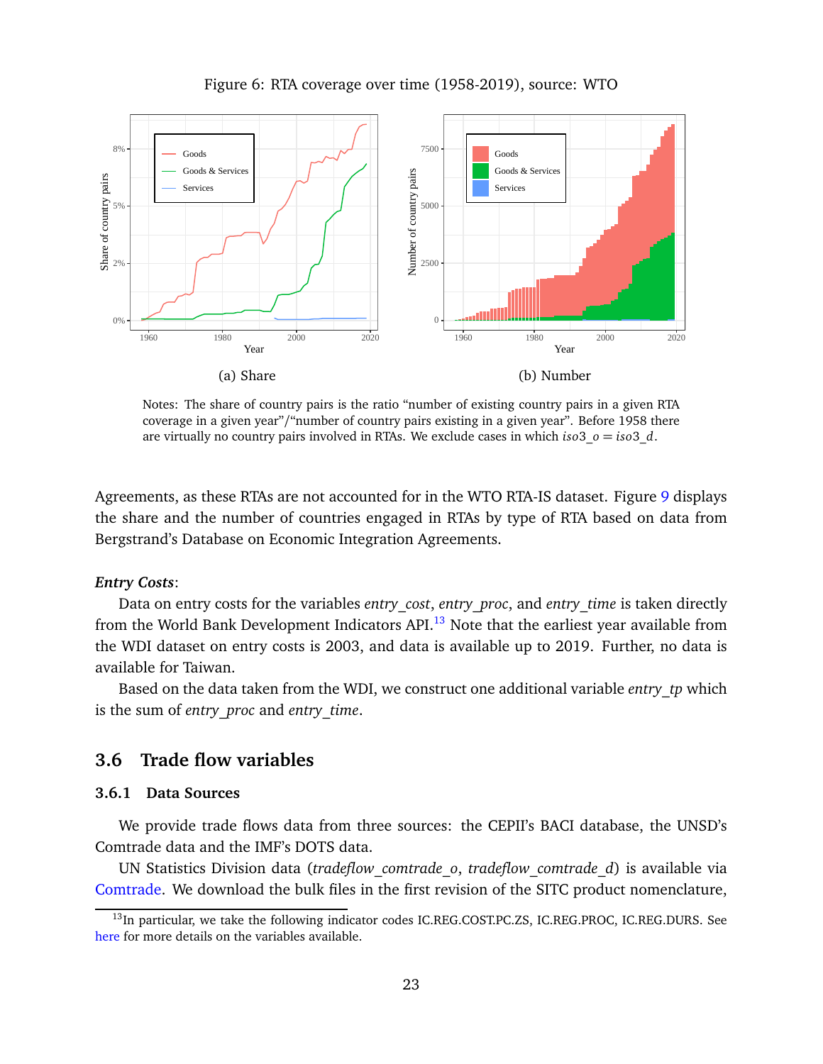Figure 6: RTA coverage over time (1958-2019), source: WTO

(a) Share

(b) Number

Notes: The share of country pairs is the ratio "number of existing country pairs in a given RTA coverage in a given year"/"number of country pairs existing in a given year". Before 1958 there are virtually no country pairs involved in RTAs. We exclude cases in which $iso3\_o = iso3\_d$.

Agreements, as these RTAs are not accounted for in the WTO RTA-IS dataset. Figure 9 displays the share and the number of countries engaged in RTAs by type of RTA based on data from Bergstrand's Database on Economic Integration Agreements.

***Entry Costs***:

Data on entry costs for the variables *entry_cost*, *entry_proc*, and *entry_time* is taken directly from the World Bank Development Indicators API.[13] Note that the earliest year available from the WDI dataset on entry costs is 2003, and data is available up to 2019. Further, no data is available for Taiwan.

Based on the data taken from the WDI, we construct one additional variable *entry_tp* which is the sum of *entry_proc* and *entry_time*.

## 3.6 Trade flow variables

### 3.6.1 Data Sources

We provide trade flows data from three sources: the CEPII's BACI database, the UNSD's Comtrade data and the IMF's DOTS data.

UN Statistics Division data (*tradeflow_comtrade_o*, *tradeflow_comtrade_d*) is available via Comtrade. We download the bulk files in the first revision of the SITC product nomenclature,

[13] In particular, we take the following indicator codes IC.REG.COST.PC.ZS, IC.REG.PROC, IC.REG.DURS. See here for more details on the variables available.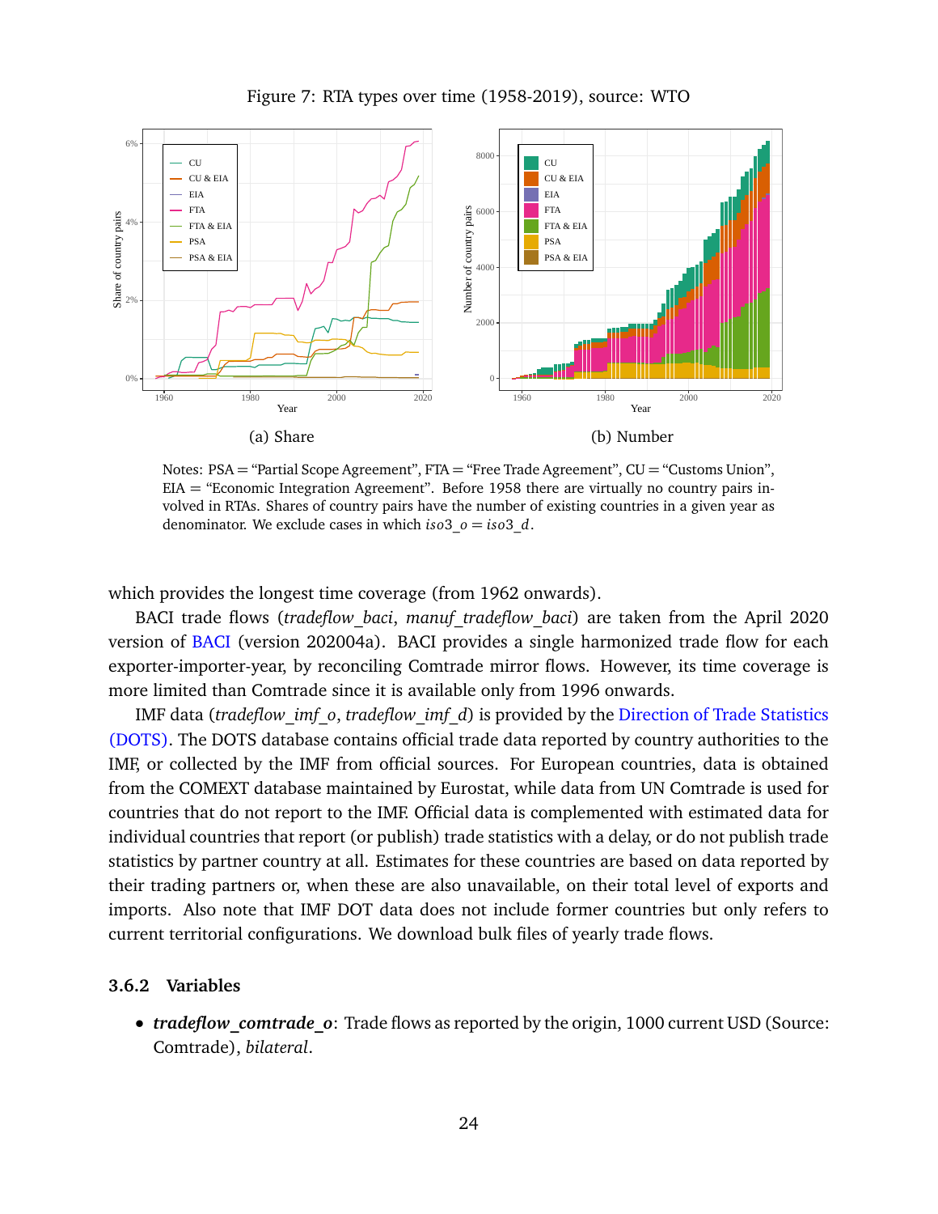Figure 7: RTA types over time (1958-2019), source: WTO

(a) Share

(b) Number

Notes: PSA = "Partial Scope Agreement", FTA = "Free Trade Agreement", CU = "Customs Union", EIA = "Economic Integration Agreement". Before 1958 there are virtually no country pairs involved in RTAs. Shares of country pairs have the number of existing countries in a given year as denominator. We exclude cases in which $iso3\_o = iso3\_d$.

which provides the longest time coverage (from 1962 onwards).

BACI trade flows (*tradeflow_baci*, *manuf_tradeflow_baci*) are taken from the April 2020 version of BACI (version 202004a). BACI provides a single harmonized trade flow for each exporter-importer-year, by reconciling Comtrade mirror flows. However, its time coverage is more limited than Comtrade since it is available only from 1996 onwards.

IMF data (*tradeflow_imf_o*, *tradeflow_imf_d*) is provided by the Direction of Trade Statistics (DOTS). The DOTS database contains official trade data reported by country authorities to the IMF, or collected by the IMF from official sources. For European countries, data is obtained from the COMEXT database maintained by Eurostat, while data from UN Comtrade is used for countries that do not report to the IMF. Official data is complemented with estimated data for individual countries that report (or publish) trade statistics with a delay, or do not publish trade statistics by partner country at all. Estimates for these countries are based on data reported by their trading partners or, when these are also unavailable, on their total level of exports and imports. Also note that IMF DOT data does not include former countries but only refers to current territorial configurations. We download bulk files of yearly trade flows.

### 3.6.2 Variables

- ***tradeflow_comtrade_o***: Trade flows as reported by the origin, 1000 current USD (Source: Comtrade), *bilateral*.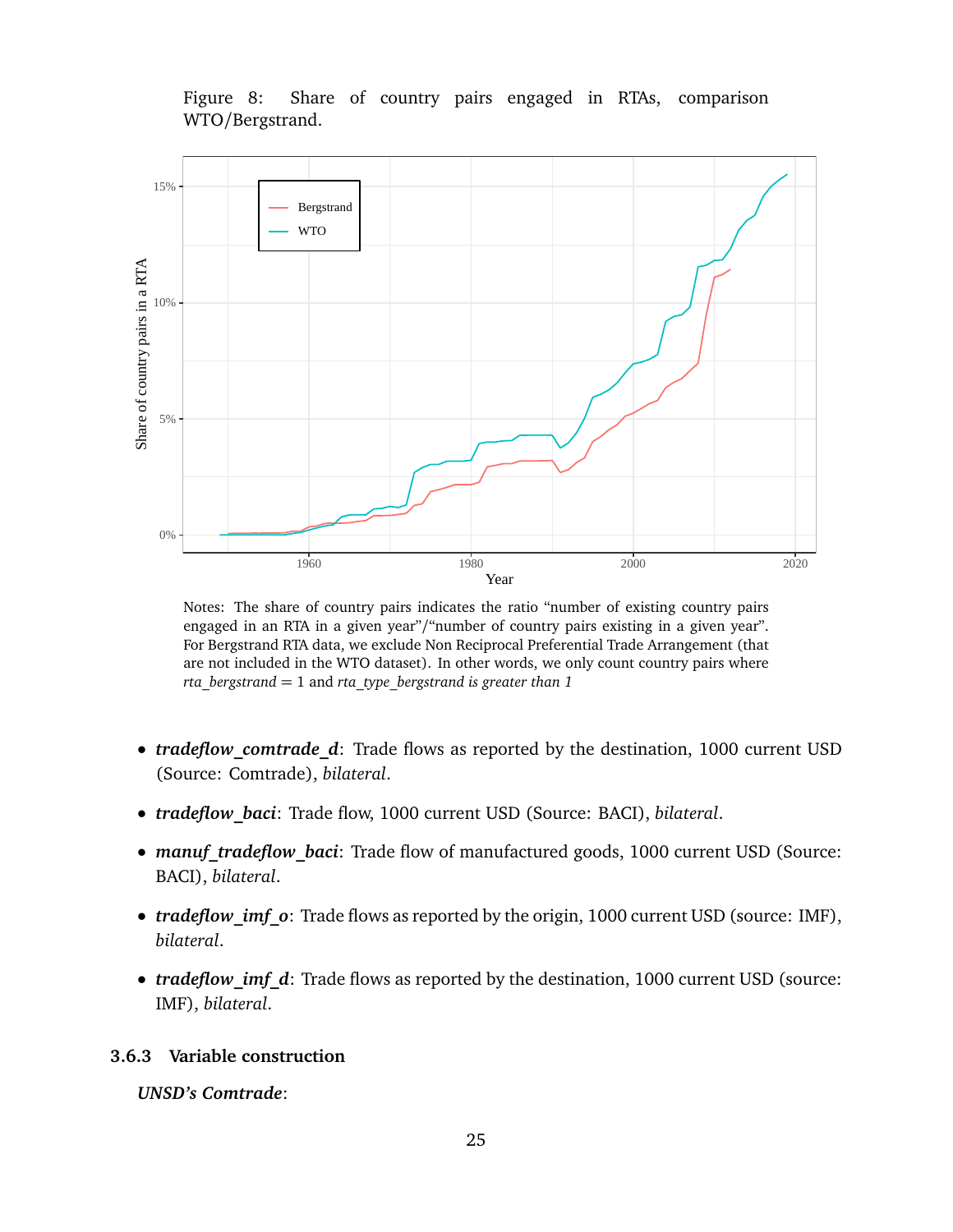Figure 8: Share of country pairs engaged in RTAs, comparison WTO/Bergstrand.

Notes: The share of country pairs indicates the ratio "number of existing country pairs engaged in an RTA in a given year"/"number of country pairs existing in a given year". For Bergstrand RTA data, we exclude Non Reciprocal Preferential Trade Arrangement (that are not included in the WTO dataset). In other words, we only count country pairs where *rta_bergstrand* = 1 and *rta_type_bergstrand is greater than 1*

- ***tradeflow_comtrade_d***: Trade flows as reported by the destination, 1000 current USD (Source: Comtrade), *bilateral*.
- ***tradeflow_baci***: Trade flow, 1000 current USD (Source: BACI), *bilateral*.
- ***manuf_tradeflow_baci***: Trade flow of manufactured goods, 1000 current USD (Source: BACI), *bilateral*.
- ***tradeflow_imf_o***: Trade flows as reported by the origin, 1000 current USD (source: IMF), *bilateral*.
- ***tradeflow_imf_d***: Trade flows as reported by the destination, 1000 current USD (source: IMF), *bilateral*.

### 3.6.3 Variable construction

***UNSD's Comtrade***: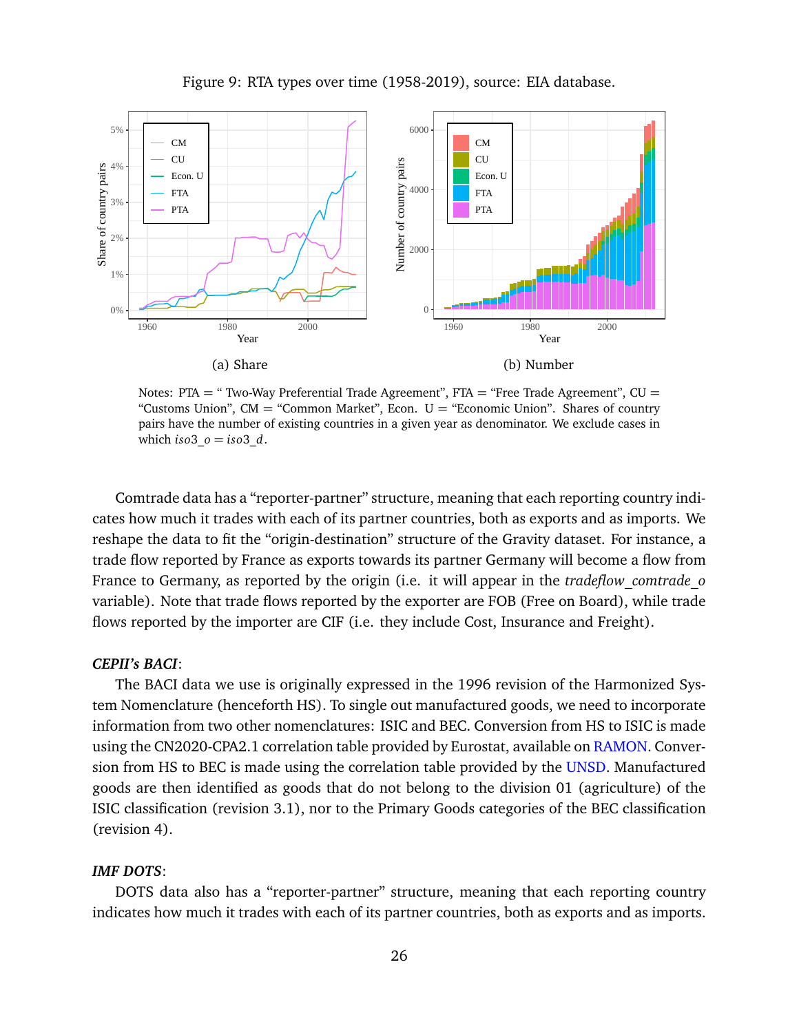Figure 9: RTA types over time (1958-2019), source: EIA database.

(a) Share

(b) Number

Notes: PTA = " Two-Way Preferential Trade Agreement", FTA = "Free Trade Agreement", CU = "Customs Union", CM = "Common Market", Econ. U = "Economic Union". Shares of country pairs have the number of existing countries in a given year as denominator. We exclude cases in which $iso3\_o = iso3\_d$.

Comtrade data has a "reporter-partner" structure, meaning that each reporting country indicates how much it trades with each of its partner countries, both as exports and as imports. We reshape the data to fit the "origin-destination" structure of the Gravity dataset. For instance, a trade flow reported by France as exports towards its partner Germany will become a flow from France to Germany, as reported by the origin (i.e. it will appear in the *tradeflow_comtrade_o* variable). Note that trade flows reported by the exporter are FOB (Free on Board), while trade flows reported by the importer are CIF (i.e. they include Cost, Insurance and Freight).

***CEPII's BACI***:

The BACI data we use is originally expressed in the 1996 revision of the Harmonized System Nomenclature (henceforth HS). To single out manufactured goods, we need to incorporate information from two other nomenclatures: ISIC and BEC. Conversion from HS to ISIC is made using the CN2020-CPA2.1 correlation table provided by Eurostat, available on RAMON. Conversion from HS to BEC is made using the correlation table provided by the UNSD. Manufactured goods are then identified as goods that do not belong to the division 01 (agriculture) of the ISIC classification (revision 3.1), nor to the Primary Goods categories of the BEC classification (revision 4).

***IMF DOTS***:

DOTS data also has a "reporter-partner" structure, meaning that each reporting country indicates how much it trades with each of its partner countries, both as exports and as imports.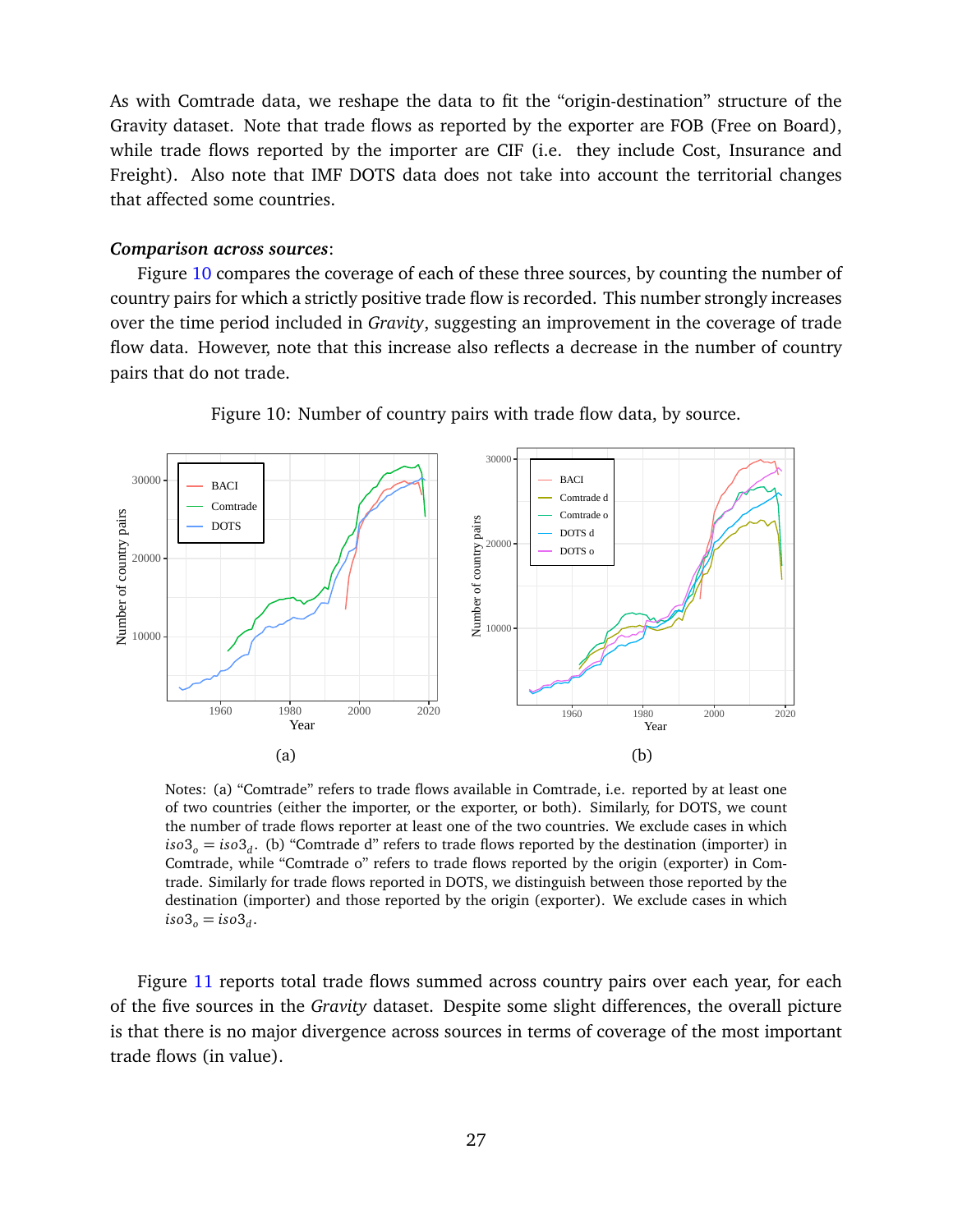As with Comtrade data, we reshape the data to fit the "origin-destination" structure of the Gravity dataset. Note that trade flows as reported by the exporter are FOB (Free on Board), while trade flows reported by the importer are CIF (i.e. they include Cost, Insurance and Freight). Also note that IMF DOTS data does not take into account the territorial changes that affected some countries.

***Comparison across sources***:

Figure 10 compares the coverage of each of these three sources, by counting the number of country pairs for which a strictly positive trade flow is recorded. This number strongly increases over the time period included in *Gravity*, suggesting an improvement in the coverage of trade flow data. However, note that this increase also reflects a decrease in the number of country pairs that do not trade.

Figure 10: Number of country pairs with trade flow data, by source.

(a)

(b)

Notes: (a) "Comtrade" refers to trade flows available in Comtrade, i.e. reported by at least one of two countries (either the importer, or the exporter, or both). Similarly, for DOTS, we count the number of trade flows reporter at least one of the two countries. We exclude cases in which $iso3_o = iso3_d$. (b) "Comtrade d" refers to trade flows reported by the destination (importer) in Comtrade, while "Comtrade o" refers to trade flows reported by the origin (exporter) in Comtrade. Similarly for trade flows reported in DOTS, we distinguish between those reported by the destination (importer) and those reported by the origin (exporter). We exclude cases in which $iso3_o = iso3_d$.

Figure 11 reports total trade flows summed across country pairs over each year, for each of the five sources in the *Gravity* dataset. Despite some slight differences, the overall picture is that there is no major divergence across sources in terms of coverage of the most important trade flows (in value).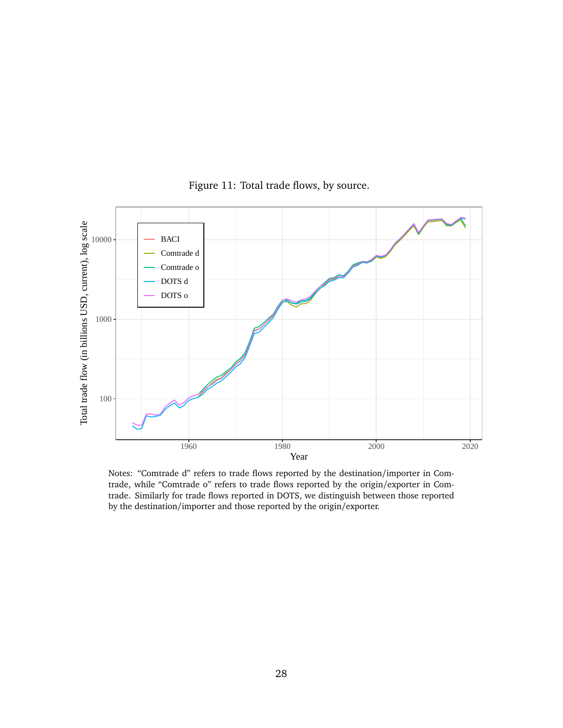Figure 11: Total trade flows, by source.

Notes: “Comtrade d” refers to trade flows reported by the destination/importer in Comtrade, while “Comtrade o” refers to trade flows reported by the origin/exporter in Comtrade. Similarly for trade flows reported in DOTS, we distinguish between those reported by the destination/importer and those reported by the origin/exporter.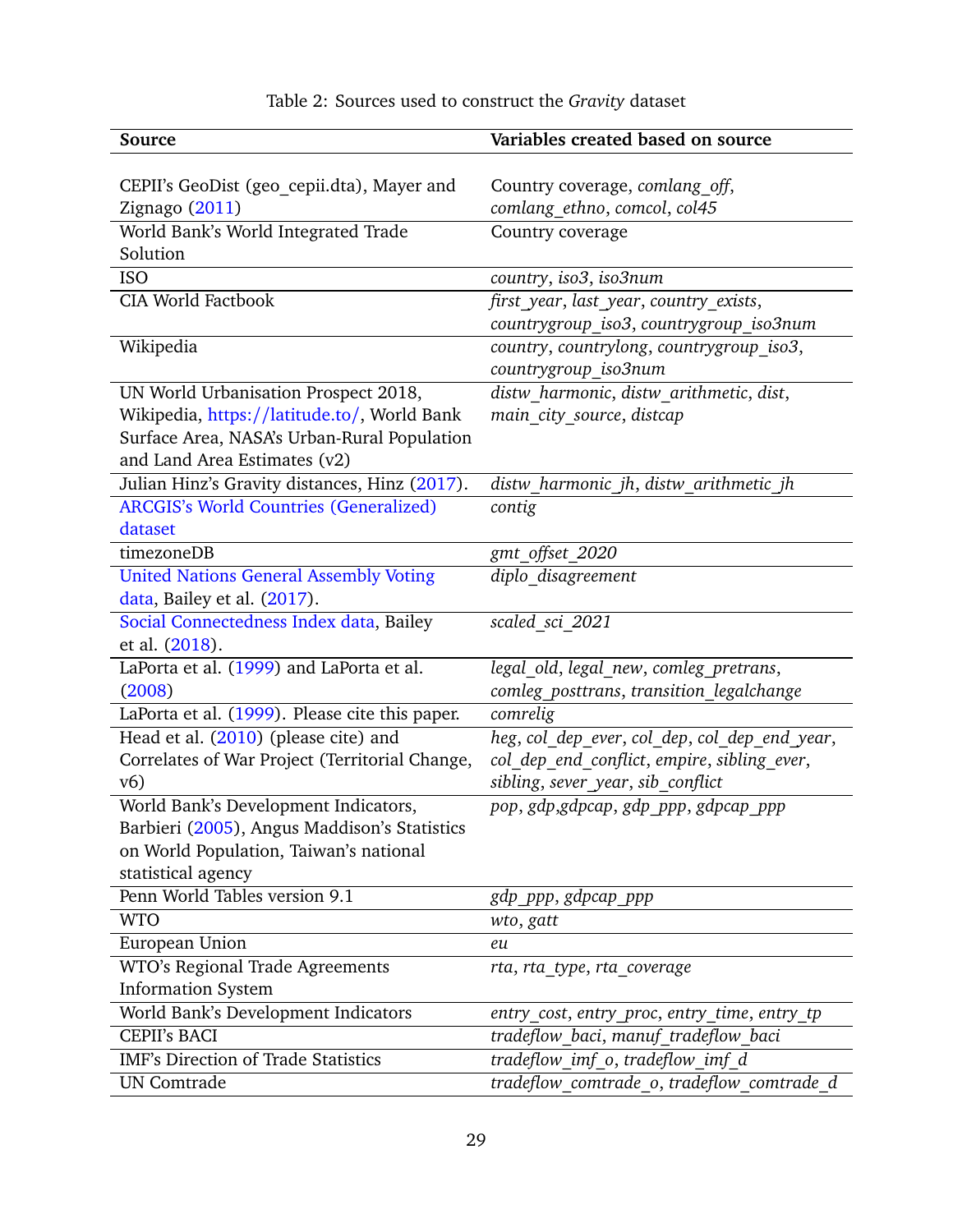Table 2: Sources used to construct the *Gravity* dataset

| Source | Variables created based on source |
|---|---|
| CEPII's GeoDist (geo_cepii.dta), Mayer and Zignago (2011) | Country coverage, *comlang_off*, *comlang_ethno*, *comcol*, *col45* |
| World Bank's World Integrated Trade Solution | Country coverage |
| ISO | *country*, *iso3*, *iso3num* |
| CIA World Factbook | *first_year*, *last_year*, *country_exists*, *countrygroup_iso3*, *countrygroup_iso3num* |
| Wikipedia | *country*, *countrylong*, *countrygroup_iso3*, *countrygroup_iso3num* |
| UN World Urbanisation Prospect 2018, Wikipedia, https://latitude.to/, World Bank Surface Area, NASA's Urban-Rural Population and Land Area Estimates (v2) | *distw_harmonic*, *distw_arithmetic*, *dist*, *main_city_source*, *distcap* |
| Julian Hinz's Gravity distances, Hinz (2017). | *distw_harmonic_jh*, *distw_arithmetic_jh* |
| ARCGIS's World Countries (Generalized) dataset | *contig* |
| timezoneDB | *gmt_offset_2020* |
| United Nations General Assembly Voting data, Bailey et al. (2017). | *diplo_disagreement* |
| Social Connectedness Index data, Bailey et al. (2018). | *scaled_sci_2021* |
| LaPorta et al. (1999) and LaPorta et al. (2008) | *legal_old*, *legal_new*, *comleg_pretrans*, *comleg_posttrans*, *transition_legalchange* |
| LaPorta et al. (1999). Please cite this paper. | *comrelig* |
| Head et al. (2010) (please cite) and Correlates of War Project (Territorial Change, v6) | *heg*, *col_dep_ever*, *col_dep*, *col_dep_end_year*, *col_dep_end_conflict*, *empire*, *sibling_ever*, *sibling*, *sever_year*, *sib_conflict* |
| World Bank's Development Indicators, Barbieri (2005), Angus Maddison's Statistics on World Population, Taiwan's national statistical agency | *pop*, *gdp*,*gdpcap*, *gdp_ppp*, *gdpcap_ppp* |
| Penn World Tables version 9.1 | *gdp_ppp*, *gdpcap_ppp* |
| WTO | *wto*, *gatt* |
| European Union | *eu* |
| WTO's Regional Trade Agreements Information System | *rta*, *rta_type*, *rta_coverage* |
| World Bank's Development Indicators | *entry_cost*, *entry_proc*, *entry_time*, *entry_tp* |
| CEPII's BACI | *tradeflow_baci*, *manuf_tradeflow_baci* |
| IMF's Direction of Trade Statistics | *tradeflow_imf_o*, *tradeflow_imf_d* |
| UN Comtrade | *tradeflow_comtrade_o*, *tradeflow_comtrade_d* |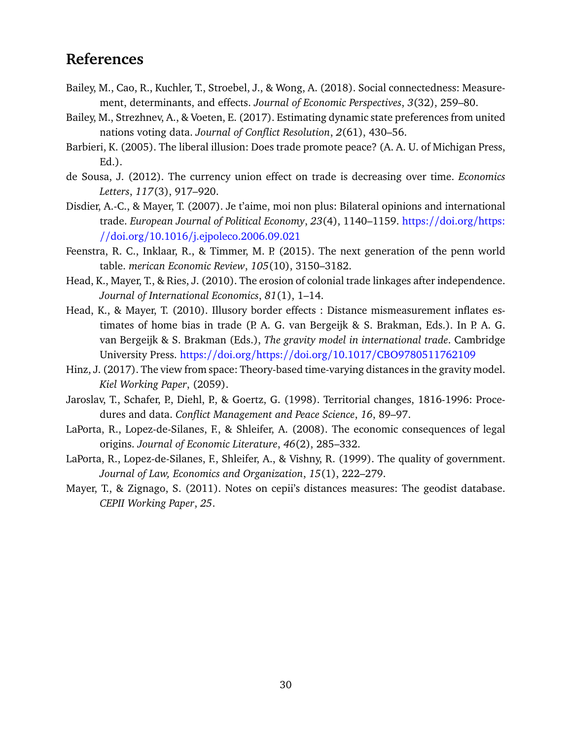# References

Bailey, M., Cao, R., Kuchler, T., Stroebel, J., & Wong, A. (2018). Social connectedness: Measurement, determinants, and effects. *Journal of Economic Perspectives*, *3*(32), 259–80.

Bailey, M., Strezhnev, A., & Voeten, E. (2017). Estimating dynamic state preferences from united nations voting data. *Journal of Conflict Resolution*, *2*(61), 430–56.

Barbieri, K. (2005). The liberal illusion: Does trade promote peace? (A. A. U. of Michigan Press, Ed.).

de Sousa, J. (2012). The currency union effect on trade is decreasing over time. *Economics Letters*, *117*(3), 917–920.

Disdier, A.-C., & Mayer, T. (2007). Je t'aime, moi non plus: Bilateral opinions and international trade. *European Journal of Political Economy*, *23*(4), 1140–1159. https://doi.org/https://doi.org/10.1016/j.ejpoleco.2006.09.021

Feenstra, R. C., Inklaar, R., & Timmer, M. P. (2015). The next generation of the penn world table. *merican Economic Review*, *105*(10), 3150–3182.

Head, K., Mayer, T., & Ries, J. (2010). The erosion of colonial trade linkages after independence. *Journal of International Economics*, *81*(1), 1–14.

Head, K., & Mayer, T. (2010). Illusory border effects : Distance mismeasurement inflates estimates of home bias in trade (P. A. G. van Bergeijk & S. Brakman, Eds.). In P. A. G. van Bergeijk & S. Brakman (Eds.), *The gravity model in international trade*. Cambridge University Press. https://doi.org/https://doi.org/10.1017/CBO9780511762109

Hinz, J. (2017). The view from space: Theory-based time-varying distances in the gravity model. *Kiel Working Paper*, (2059).

Jaroslav, T., Schafer, P., Diehl, P., & Goertz, G. (1998). Territorial changes, 1816-1996: Procedures and data. *Conflict Management and Peace Science*, *16*, 89–97.

LaPorta, R., Lopez-de-Silanes, F., & Shleifer, A. (2008). The economic consequences of legal origins. *Journal of Economic Literature*, *46*(2), 285–332.

LaPorta, R., Lopez-de-Silanes, F., Shleifer, A., & Vishny, R. (1999). The quality of government. *Journal of Law, Economics and Organization*, *15*(1), 222–279.

Mayer, T., & Zignago, S. (2011). Notes on cepii's distances measures: The geodist database. *CEPII Working Paper*, *25*.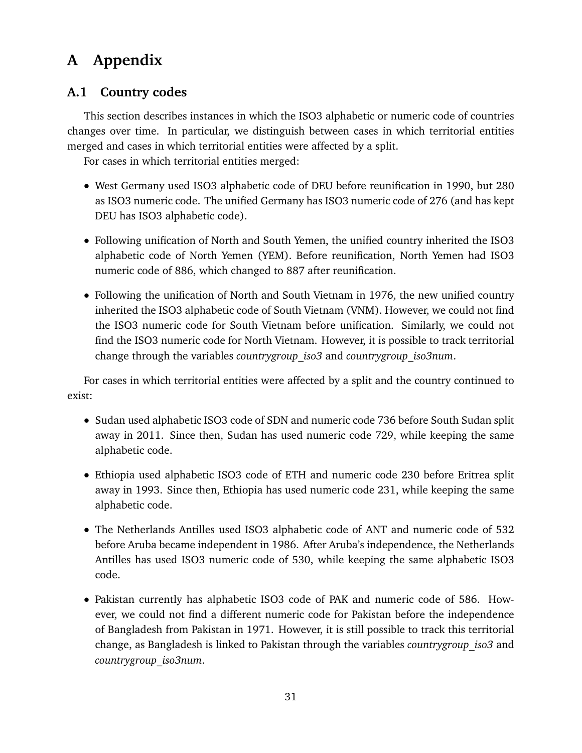# A Appendix

## A.1 Country codes

This section describes instances in which the ISO3 alphabetic or numeric code of countries changes over time. In particular, we distinguish between cases in which territorial entities merged and cases in which territorial entities were affected by a split.

For cases in which territorial entities merged:

- West Germany used ISO3 alphabetic code of DEU before reunification in 1990, but 280 as ISO3 numeric code. The unified Germany has ISO3 numeric code of 276 (and has kept DEU has ISO3 alphabetic code).
- Following unification of North and South Yemen, the unified country inherited the ISO3 alphabetic code of North Yemen (YEM). Before reunification, North Yemen had ISO3 numeric code of 886, which changed to 887 after reunification.
- Following the unification of North and South Vietnam in 1976, the new unified country inherited the ISO3 alphabetic code of South Vietnam (VNM). However, we could not find the ISO3 numeric code for South Vietnam before unification. Similarly, we could not find the ISO3 numeric code for North Vietnam. However, it is possible to track territorial change through the variables *countrygroup_iso3* and *countrygroup_iso3num*.

For cases in which territorial entities were affected by a split and the country continued to exist:

- Sudan used alphabetic ISO3 code of SDN and numeric code 736 before South Sudan split away in 2011. Since then, Sudan has used numeric code 729, while keeping the same alphabetic code.
- Ethiopia used alphabetic ISO3 code of ETH and numeric code 230 before Eritrea split away in 1993. Since then, Ethiopia has used numeric code 231, while keeping the same alphabetic code.
- The Netherlands Antilles used ISO3 alphabetic code of ANT and numeric code of 532 before Aruba became independent in 1986. After Aruba's independence, the Netherlands Antilles has used ISO3 numeric code of 530, while keeping the same alphabetic ISO3 code.
- Pakistan currently has alphabetic ISO3 code of PAK and numeric code of 586. However, we could not find a different numeric code for Pakistan before the independence of Bangladesh from Pakistan in 1971. However, it is still possible to track this territorial change, as Bangladesh is linked to Pakistan through the variables *countrygroup_iso3* and *countrygroup_iso3num*.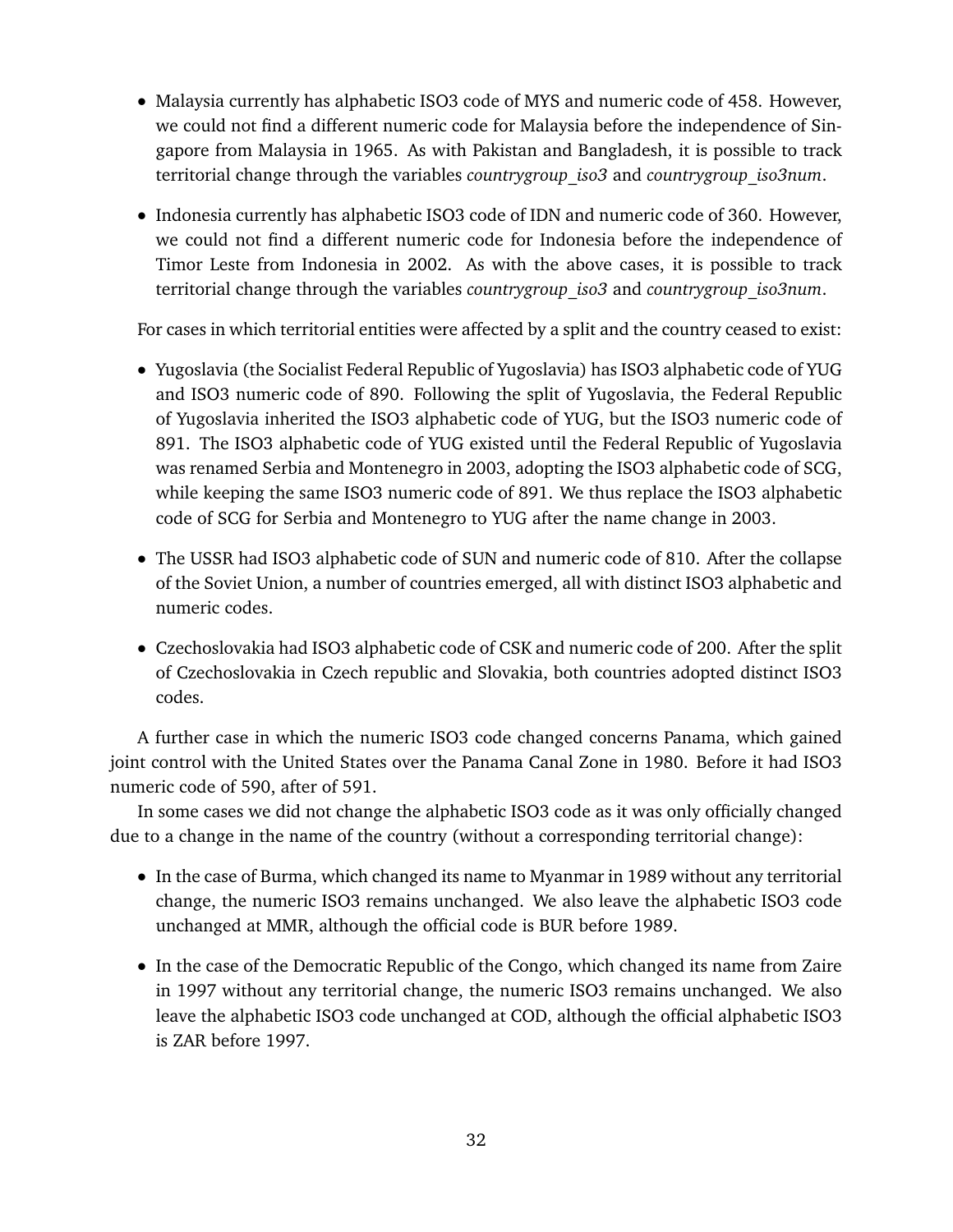- Malaysia currently has alphabetic ISO3 code of MYS and numeric code of 458. However, we could not find a different numeric code for Malaysia before the independence of Singapore from Malaysia in 1965. As with Pakistan and Bangladesh, it is possible to track territorial change through the variables *countrygroup_iso3* and *countrygroup_iso3num*.

- Indonesia currently has alphabetic ISO3 code of IDN and numeric code of 360. However, we could not find a different numeric code for Indonesia before the independence of Timor Leste from Indonesia in 2002. As with the above cases, it is possible to track territorial change through the variables *countrygroup_iso3* and *countrygroup_iso3num*.

For cases in which territorial entities were affected by a split and the country ceased to exist:

- Yugoslavia (the Socialist Federal Republic of Yugoslavia) has ISO3 alphabetic code of YUG and ISO3 numeric code of 890. Following the split of Yugoslavia, the Federal Republic of Yugoslavia inherited the ISO3 alphabetic code of YUG, but the ISO3 numeric code of 891. The ISO3 alphabetic code of YUG existed until the Federal Republic of Yugoslavia was renamed Serbia and Montenegro in 2003, adopting the ISO3 alphabetic code of SCG, while keeping the same ISO3 numeric code of 891. We thus replace the ISO3 alphabetic code of SCG for Serbia and Montenegro to YUG after the name change in 2003.

- The USSR had ISO3 alphabetic code of SUN and numeric code of 810. After the collapse of the Soviet Union, a number of countries emerged, all with distinct ISO3 alphabetic and numeric codes.

- Czechoslovakia had ISO3 alphabetic code of CSK and numeric code of 200. After the split of Czechoslovakia in Czech republic and Slovakia, both countries adopted distinct ISO3 codes.

A further case in which the numeric ISO3 code changed concerns Panama, which gained joint control with the United States over the Panama Canal Zone in 1980. Before it had ISO3 numeric code of 590, after of 591.

In some cases we did not change the alphabetic ISO3 code as it was only officially changed due to a change in the name of the country (without a corresponding territorial change):

- In the case of Burma, which changed its name to Myanmar in 1989 without any territorial change, the numeric ISO3 remains unchanged. We also leave the alphabetic ISO3 code unchanged at MMR, although the official code is BUR before 1989.

- In the case of the Democratic Republic of the Congo, which changed its name from Zaire in 1997 without any territorial change, the numeric ISO3 remains unchanged. We also leave the alphabetic ISO3 code unchanged at COD, although the official alphabetic ISO3 is ZAR before 1997.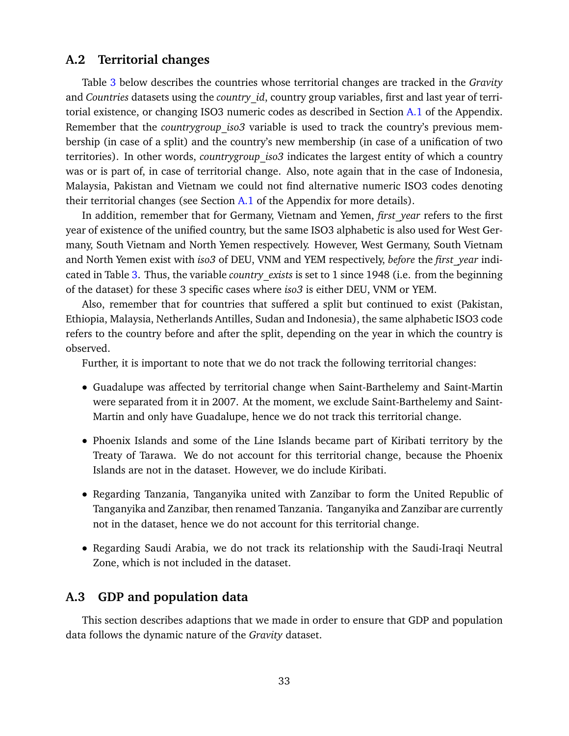## A.2 Territorial changes

Table 3 below describes the countries whose territorial changes are tracked in the *Gravity* and *Countries* datasets using the *country_id*, country group variables, first and last year of territorial existence, or changing ISO3 numeric codes as described in Section A.1 of the Appendix. Remember that the *countrygroup_iso3* variable is used to track the country's previous membership (in case of a split) and the country's new membership (in case of a unification of two territories). In other words, *countrygroup_iso3* indicates the largest entity of which a country was or is part of, in case of territorial change. Also, note again that in the case of Indonesia, Malaysia, Pakistan and Vietnam we could not find alternative numeric ISO3 codes denoting their territorial changes (see Section A.1 of the Appendix for more details).

In addition, remember that for Germany, Vietnam and Yemen, *first_year* refers to the first year of existence of the unified country, but the same ISO3 alphabetic is also used for West Germany, South Vietnam and North Yemen respectively. However, West Germany, South Vietnam and North Yemen exist with *iso3* of DEU, VNM and YEM respectively, *before* the *first_year* indicated in Table 3. Thus, the variable *country_exists* is set to 1 since 1948 (i.e. from the beginning of the dataset) for these 3 specific cases where *iso3* is either DEU, VNM or YEM.

Also, remember that for countries that suffered a split but continued to exist (Pakistan, Ethiopia, Malaysia, Netherlands Antilles, Sudan and Indonesia), the same alphabetic ISO3 code refers to the country before and after the split, depending on the year in which the country is observed.

Further, it is important to note that we do not track the following territorial changes:

- Guadalupe was affected by territorial change when Saint-Barthelemy and Saint-Martin were separated from it in 2007. At the moment, we exclude Saint-Barthelemy and Saint-Martin and only have Guadalupe, hence we do not track this territorial change.
- Phoenix Islands and some of the Line Islands became part of Kiribati territory by the Treaty of Tarawa. We do not account for this territorial change, because the Phoenix Islands are not in the dataset. However, we do include Kiribati.
- Regarding Tanzania, Tanganyika united with Zanzibar to form the United Republic of Tanganyika and Zanzibar, then renamed Tanzania. Tanganyika and Zanzibar are currently not in the dataset, hence we do not account for this territorial change.
- Regarding Saudi Arabia, we do not track its relationship with the Saudi-Iraqi Neutral Zone, which is not included in the dataset.

## A.3 GDP and population data

This section describes adaptions that we made in order to ensure that GDP and population data follows the dynamic nature of the *Gravity* dataset.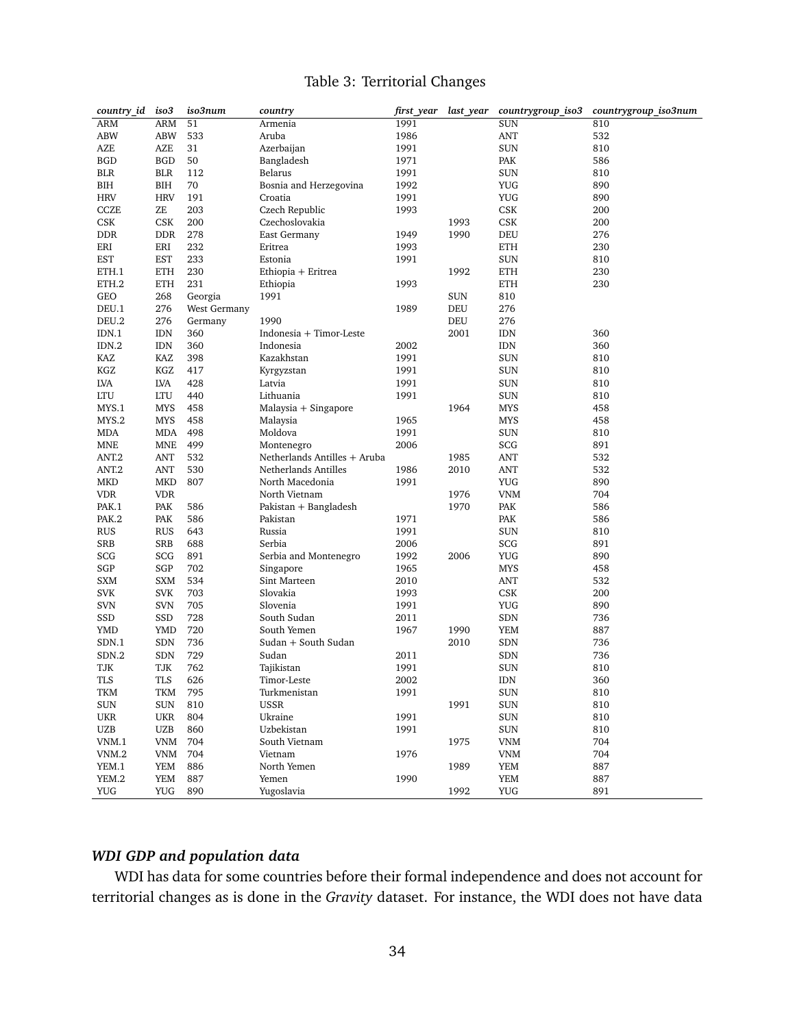Table 3: Territorial Changes

| *country_id* | *iso3* | *iso3num* | *country* | *first_year* | *last_year* | *countrygroup_iso3* | *countrygroup_iso3num* |
|---|---|---|---|---|---|---|---|
| ARM | ARM | 51 | Armenia | 1991 | | SUN | 810 |
| ABW | ABW | 533 | Aruba | 1986 | | ANT | 532 |
| AZE | AZE | 31 | Azerbaijan | 1991 | | SUN | 810 |
| BGD | BGD | 50 | Bangladesh | 1971 | | PAK | 586 |
| BLR | BLR | 112 | Belarus | 1991 | | SUN | 810 |
| BIH | BIH | 70 | Bosnia and Herzegovina | 1992 | | YUG | 890 |
| HRV | HRV | 191 | Croatia | 1991 | | YUG | 890 |
| CCZE | ZE | 203 | Czech Republic | 1993 | | CSK | 200 |
| CSK | CSK | 200 | Czechoslovakia | | 1993 | CSK | 200 |
| DDR | DDR | 278 | East Germany | 1949 | 1990 | DEU | 276 |
| ERI | ERI | 232 | Eritrea | 1993 | | ETH | 230 |
| EST | EST | 233 | Estonia | 1991 | | SUN | 810 |
| ETH.1 | ETH | 230 | Ethiopia + Eritrea | | 1992 | ETH | 230 |
| ETH.2 | ETH | 231 | Ethiopia | 1993 | | ETH | 230 |
| GEO | 268 | Georgia | 1991 | | SUN | 810 | |
| DEU.1 | 276 | West Germany | | 1989 | DEU | 276 | |
| DEU.2 | 276 | Germany | 1990 | | DEU | 276 | |
| IDN.1 | IDN | 360 | Indonesia + Timor-Leste | | 2001 | IDN | 360 |
| IDN.2 | IDN | 360 | Indonesia | 2002 | | IDN | 360 |
| KAZ | KAZ | 398 | Kazakhstan | 1991 | | SUN | 810 |
| KGZ | KGZ | 417 | Kyrgyzstan | 1991 | | SUN | 810 |
| LVA | LVA | 428 | Latvia | 1991 | | SUN | 810 |
| LTU | LTU | 440 | Lithuania | 1991 | | SUN | 810 |
| MYS.1 | MYS | 458 | Malaysia + Singapore | | 1964 | MYS | 458 |
| MYS.2 | MYS | 458 | Malaysia | 1965 | | MYS | 458 |
| MDA | MDA | 498 | Moldova | 1991 | | SUN | 810 |
| MNE | MNE | 499 | Montenegro | 2006 | | SCG | 891 |
| ANT.2 | ANT | 532 | Netherlands Antilles + Aruba | | 1985 | ANT | 532 |
| ANT.2 | ANT | 530 | Netherlands Antilles | 1986 | 2010 | ANT | 532 |
| MKD | MKD | 807 | North Macedonia | 1991 | | YUG | 890 |
| VDR | VDR | | North Vietnam | | 1976 | VNM | 704 |
| PAK.1 | PAK | 586 | Pakistan + Bangladesh | | 1970 | PAK | 586 |
| PAK.2 | PAK | 586 | Pakistan | 1971 | | PAK | 586 |
| RUS | RUS | 643 | Russia | 1991 | | SUN | 810 |
| SRB | SRB | 688 | Serbia | 2006 | | SCG | 891 |
| SCG | SCG | 891 | Serbia and Montenegro | 1992 | 2006 | YUG | 890 |
| SGP | SGP | 702 | Singapore | 1965 | | MYS | 458 |
| SXM | SXM | 534 | Sint Marteen | 2010 | | ANT | 532 |
| SVK | SVK | 703 | Slovakia | 1993 | | CSK | 200 |
| SVN | SVN | 705 | Slovenia | 1991 | | YUG | 890 |
| SSD | SSD | 728 | South Sudan | 2011 | | SDN | 736 |
| YMD | YMD | 720 | South Yemen | 1967 | 1990 | YEM | 887 |
| SDN.1 | SDN | 736 | Sudan + South Sudan | | 2010 | SDN | 736 |
| SDN.2 | SDN | 729 | Sudan | 2011 | | SDN | 736 |
| TJK | TJK | 762 | Tajikistan | 1991 | | SUN | 810 |
| TLS | TLS | 626 | Timor-Leste | 2002 | | IDN | 360 |
| TKM | TKM | 795 | Turkmenistan | 1991 | | SUN | 810 |
| SUN | SUN | 810 | USSR | | 1991 | SUN | 810 |
| UKR | UKR | 804 | Ukraine | 1991 | | SUN | 810 |
| UZB | UZB | 860 | Uzbekistan | 1991 | | SUN | 810 |
| VNM.1 | VNM | 704 | South Vietnam | | 1975 | VNM | 704 |
| VNM.2 | VNM | 704 | Vietnam | 1976 | | VNM | 704 |
| YEM.1 | YEM | 886 | North Yemen | | 1989 | YEM | 887 |
| YEM.2 | YEM | 887 | Yemen | 1990 | | YEM | 887 |
| YUG | YUG | 890 | Yugoslavia | | 1992 | YUG | 891 |

### *WDI GDP and population data*

WDI has data for some countries before their formal independence and does not account for territorial changes as is done in the *Gravity* dataset. For instance, the WDI does not have data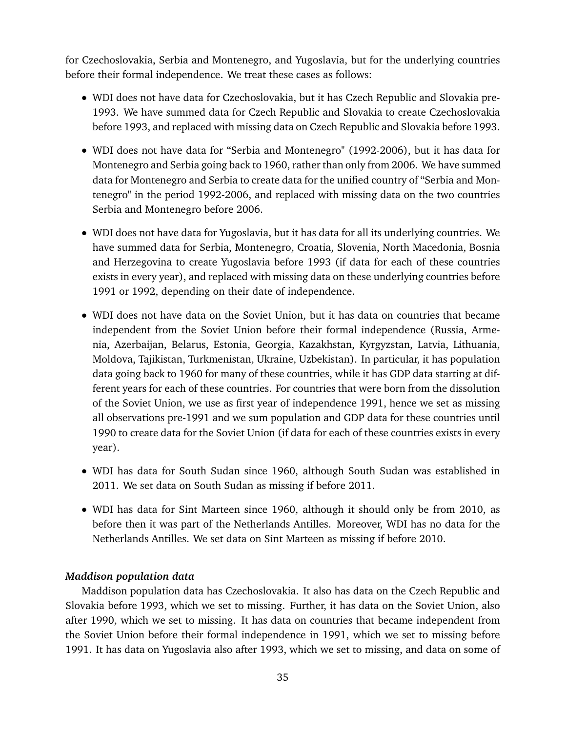for Czechoslovakia, Serbia and Montenegro, and Yugoslavia, but for the underlying countries before their formal independence. We treat these cases as follows:

- WDI does not have data for Czechoslovakia, but it has Czech Republic and Slovakia pre-1993. We have summed data for Czech Republic and Slovakia to create Czechoslovakia before 1993, and replaced with missing data on Czech Republic and Slovakia before 1993.
- WDI does not have data for "Serbia and Montenegro" (1992-2006), but it has data for Montenegro and Serbia going back to 1960, rather than only from 2006. We have summed data for Montenegro and Serbia to create data for the unified country of "Serbia and Montenegro" in the period 1992-2006, and replaced with missing data on the two countries Serbia and Montenegro before 2006.
- WDI does not have data for Yugoslavia, but it has data for all its underlying countries. We have summed data for Serbia, Montenegro, Croatia, Slovenia, North Macedonia, Bosnia and Herzegovina to create Yugoslavia before 1993 (if data for each of these countries exists in every year), and replaced with missing data on these underlying countries before 1991 or 1992, depending on their date of independence.
- WDI does not have data on the Soviet Union, but it has data on countries that became independent from the Soviet Union before their formal independence (Russia, Armenia, Azerbaijan, Belarus, Estonia, Georgia, Kazakhstan, Kyrgyzstan, Latvia, Lithuania, Moldova, Tajikistan, Turkmenistan, Ukraine, Uzbekistan). In particular, it has population data going back to 1960 for many of these countries, while it has GDP data starting at different years for each of these countries. For countries that were born from the dissolution of the Soviet Union, we use as first year of independence 1991, hence we set as missing all observations pre-1991 and we sum population and GDP data for these countries until 1990 to create data for the Soviet Union (if data for each of these countries exists in every year).
- WDI has data for South Sudan since 1960, although South Sudan was established in 2011. We set data on South Sudan as missing if before 2011.
- WDI has data for Sint Marteen since 1960, although it should only be from 2010, as before then it was part of the Netherlands Antilles. Moreover, WDI has no data for the Netherlands Antilles. We set data on Sint Marteen as missing if before 2010.

***Maddison population data***

Maddison population data has Czechoslovakia. It also has data on the Czech Republic and Slovakia before 1993, which we set to missing. Further, it has data on the Soviet Union, also after 1990, which we set to missing. It has data on countries that became independent from the Soviet Union before their formal independence in 1991, which we set to missing before 1991. It has data on Yugoslavia also after 1993, which we set to missing, and data on some of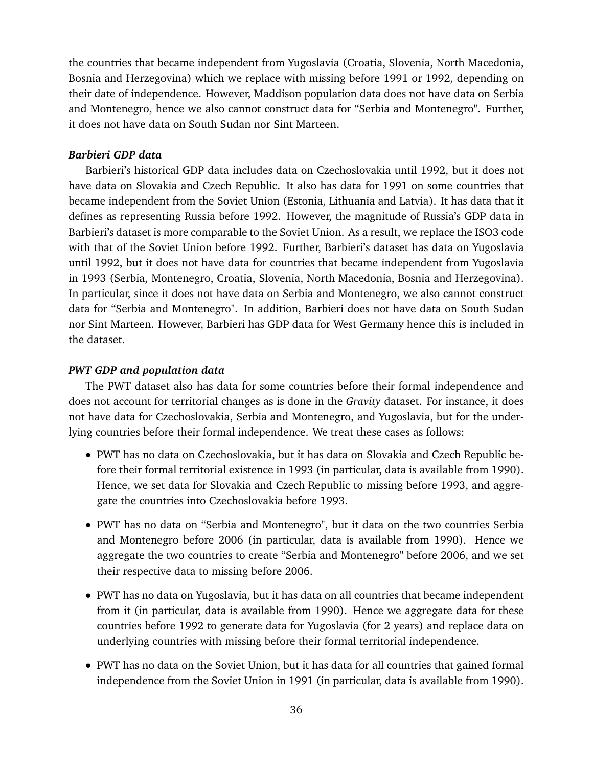the countries that became independent from Yugoslavia (Croatia, Slovenia, North Macedonia, Bosnia and Herzegovina) which we replace with missing before 1991 or 1992, depending on their date of independence. However, Maddison population data does not have data on Serbia and Montenegro, hence we also cannot construct data for "Serbia and Montenegro". Further, it does not have data on South Sudan nor Sint Marteen.

***Barbieri GDP data***

Barbieri's historical GDP data includes data on Czechoslovakia until 1992, but it does not have data on Slovakia and Czech Republic. It also has data for 1991 on some countries that became independent from the Soviet Union (Estonia, Lithuania and Latvia). It has data that it defines as representing Russia before 1992. However, the magnitude of Russia's GDP data in Barbieri's dataset is more comparable to the Soviet Union. As a result, we replace the ISO3 code with that of the Soviet Union before 1992. Further, Barbieri's dataset has data on Yugoslavia until 1992, but it does not have data for countries that became independent from Yugoslavia in 1993 (Serbia, Montenegro, Croatia, Slovenia, North Macedonia, Bosnia and Herzegovina). In particular, since it does not have data on Serbia and Montenegro, we also cannot construct data for "Serbia and Montenegro". In addition, Barbieri does not have data on South Sudan nor Sint Marteen. However, Barbieri has GDP data for West Germany hence this is included in the dataset.

***PWT GDP and population data***

The PWT dataset also has data for some countries before their formal independence and does not account for territorial changes as is done in the *Gravity* dataset. For instance, it does not have data for Czechoslovakia, Serbia and Montenegro, and Yugoslavia, but for the underlying countries before their formal independence. We treat these cases as follows:

- PWT has no data on Czechoslovakia, but it has data on Slovakia and Czech Republic before their formal territorial existence in 1993 (in particular, data is available from 1990). Hence, we set data for Slovakia and Czech Republic to missing before 1993, and aggregate the countries into Czechoslovakia before 1993.
- PWT has no data on "Serbia and Montenegro", but it data on the two countries Serbia and Montenegro before 2006 (in particular, data is available from 1990). Hence we aggregate the two countries to create "Serbia and Montenegro" before 2006, and we set their respective data to missing before 2006.
- PWT has no data on Yugoslavia, but it has data on all countries that became independent from it (in particular, data is available from 1990). Hence we aggregate data for these countries before 1992 to generate data for Yugoslavia (for 2 years) and replace data on underlying countries with missing before their formal territorial independence.
- PWT has no data on the Soviet Union, but it has data for all countries that gained formal independence from the Soviet Union in 1991 (in particular, data is available from 1990).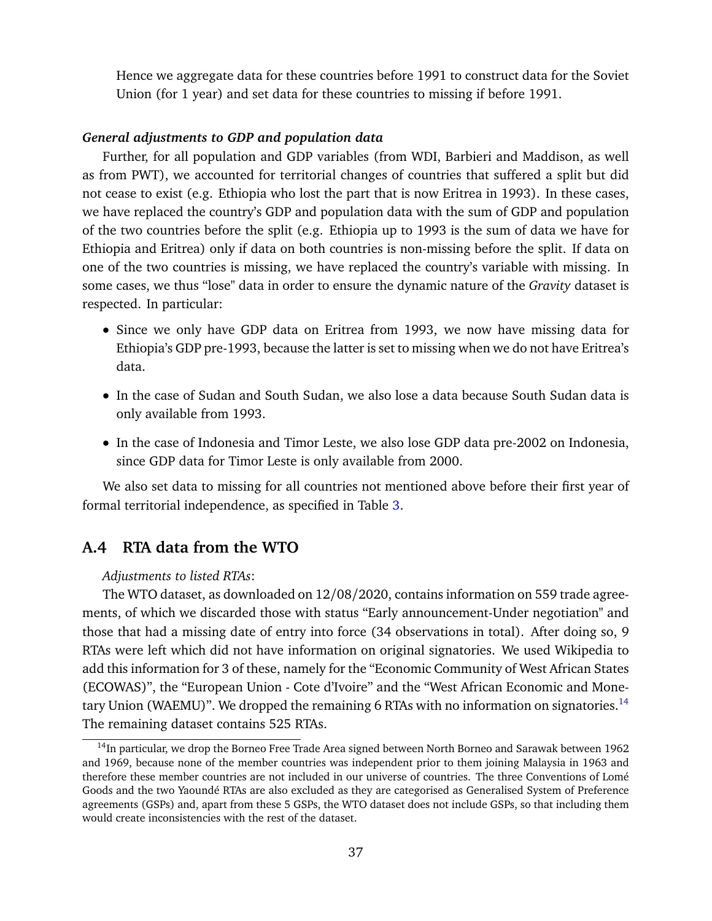Hence we aggregate data for these countries before 1991 to construct data for the Soviet Union (for 1 year) and set data for these countries to missing if before 1991.

***General adjustments to GDP and population data***

Further, for all population and GDP variables (from WDI, Barbieri and Maddison, as well as from PWT), we accounted for territorial changes of countries that suffered a split but did not cease to exist (e.g. Ethiopia who lost the part that is now Eritrea in 1993). In these cases, we have replaced the country's GDP and population data with the sum of GDP and population of the two countries before the split (e.g. Ethiopia up to 1993 is the sum of data we have for Ethiopia and Eritrea) only if data on both countries is non-missing before the split. If data on one of the two countries is missing, we have replaced the country's variable with missing. In some cases, we thus "lose" data in order to ensure the dynamic nature of the *Gravity* dataset is respected. In particular:

- Since we only have GDP data on Eritrea from 1993, we now have missing data for Ethiopia's GDP pre-1993, because the latter is set to missing when we do not have Eritrea's data.
- In the case of Sudan and South Sudan, we also lose a data because South Sudan data is only available from 1993.
- In the case of Indonesia and Timor Leste, we also lose GDP data pre-2002 on Indonesia, since GDP data for Timor Leste is only available from 2000.

We also set data to missing for all countries not mentioned above before their first year of formal territorial independence, as specified in Table 3.

## A.4 RTA data from the WTO

*Adjustments to listed RTAs*:

The WTO dataset, as downloaded on 12/08/2020, contains information on 559 trade agreements, of which we discarded those with status "Early announcement-Under negotiation" and those that had a missing date of entry into force (34 observations in total). After doing so, 9 RTAs were left which did not have information on original signatories. We used Wikipedia to add this information for 3 of these, namely for the "Economic Community of West African States (ECOWAS)", the "European Union - Cote d'Ivoire" and the "West African Economic and Monetary Union (WAEMU)". We dropped the remaining 6 RTAs with no information on signatories.[14] The remaining dataset contains 525 RTAs.

[14] In particular, we drop the Borneo Free Trade Area signed between North Borneo and Sarawak between 1962 and 1969, because none of the member countries was independent prior to them joining Malaysia in 1963 and therefore these member countries are not included in our universe of countries. The three Conventions of Lomé Goods and the two Yaoundé RTAs are also excluded as they are categorised as Generalised System of Preference agreements (GSPs) and, apart from these 5 GSPs, the WTO dataset does not include GSPs, so that including them would create inconsistencies with the rest of the dataset.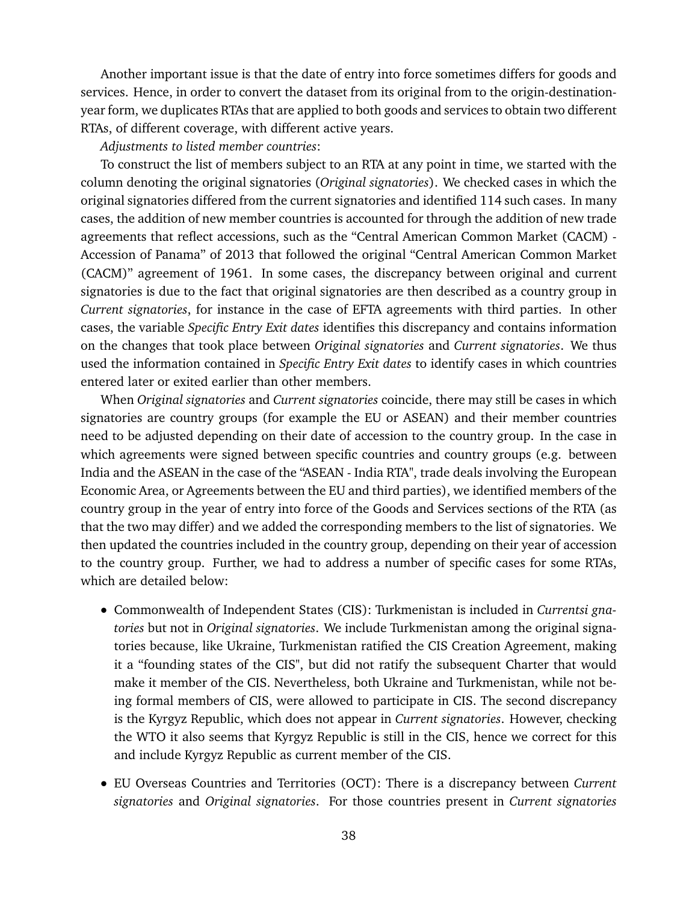Another important issue is that the date of entry into force sometimes differs for goods and services. Hence, in order to convert the dataset from its original from to the origin-destination-year form, we duplicates RTAs that are applied to both goods and services to obtain two different RTAs, of different coverage, with different active years.

*Adjustments to listed member countries*:

To construct the list of members subject to an RTA at any point in time, we started with the column denoting the original signatories (*Original signatories*). We checked cases in which the original signatories differed from the current signatories and identified 114 such cases. In many cases, the addition of new member countries is accounted for through the addition of new trade agreements that reflect accessions, such as the "Central American Common Market (CACM) - Accession of Panama" of 2013 that followed the original "Central American Common Market (CACM)" agreement of 1961. In some cases, the discrepancy between original and current signatories is due to the fact that original signatories are then described as a country group in *Current signatories*, for instance in the case of EFTA agreements with third parties. In other cases, the variable *Specific Entry Exit dates* identifies this discrepancy and contains information on the changes that took place between *Original signatories* and *Current signatories*. We thus used the information contained in *Specific Entry Exit dates* to identify cases in which countries entered later or exited earlier than other members.

When *Original signatories* and *Current signatories* coincide, there may still be cases in which signatories are country groups (for example the EU or ASEAN) and their member countries need to be adjusted depending on their date of accession to the country group. In the case in which agreements were signed between specific countries and country groups (e.g. between India and the ASEAN in the case of the "ASEAN - India RTA", trade deals involving the European Economic Area, or Agreements between the EU and third parties), we identified members of the country group in the year of entry into force of the Goods and Services sections of the RTA (as that the two may differ) and we added the corresponding members to the list of signatories. We then updated the countries included in the country group, depending on their year of accession to the country group. Further, we had to address a number of specific cases for some RTAs, which are detailed below:

- Commonwealth of Independent States (CIS): Turkmenistan is included in *Currentsi gnatories* but not in *Original signatories*. We include Turkmenistan among the original signatories because, like Ukraine, Turkmenistan ratified the CIS Creation Agreement, making it a "founding states of the CIS", but did not ratify the subsequent Charter that would make it member of the CIS. Nevertheless, both Ukraine and Turkmenistan, while not being formal members of CIS, were allowed to participate in CIS. The second discrepancy is the Kyrgyz Republic, which does not appear in *Current signatories*. However, checking the WTO it also seems that Kyrgyz Republic is still in the CIS, hence we correct for this and include Kyrgyz Republic as current member of the CIS.
- EU Overseas Countries and Territories (OCT): There is a discrepancy between *Current signatories* and *Original signatories*. For those countries present in *Current signatories*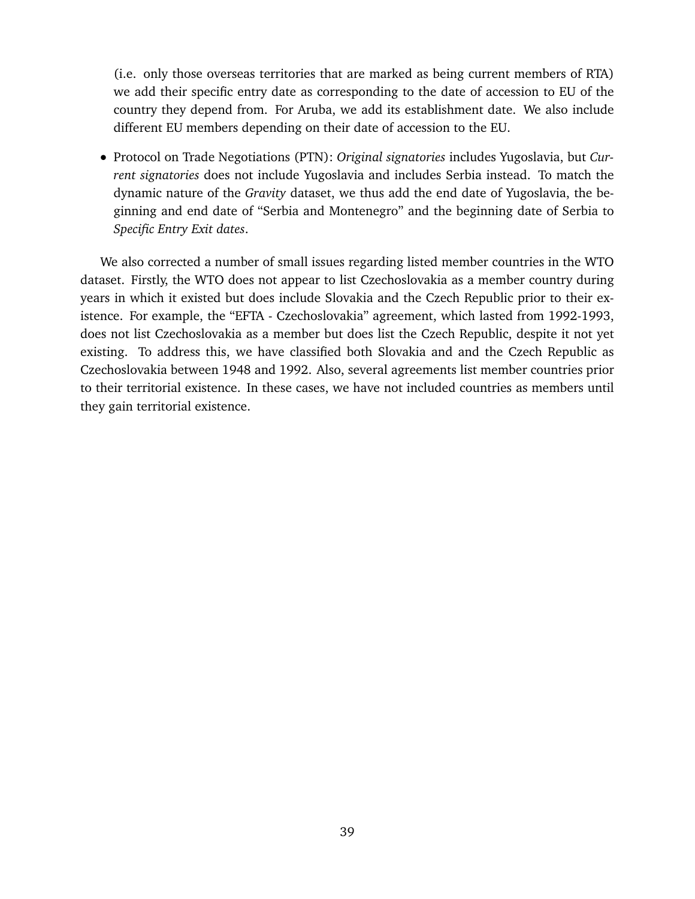(i.e. only those overseas territories that are marked as being current members of RTA) we add their specific entry date as corresponding to the date of accession to EU of the country they depend from. For Aruba, we add its establishment date. We also include different EU members depending on their date of accession to the EU.

- Protocol on Trade Negotiations (PTN): *Original signatories* includes Yugoslavia, but *Current signatories* does not include Yugoslavia and includes Serbia instead. To match the dynamic nature of the *Gravity* dataset, we thus add the end date of Yugoslavia, the beginning and end date of "Serbia and Montenegro" and the beginning date of Serbia to *Specific Entry Exit dates*.

We also corrected a number of small issues regarding listed member countries in the WTO dataset. Firstly, the WTO does not appear to list Czechoslovakia as a member country during years in which it existed but does include Slovakia and the Czech Republic prior to their existence. For example, the "EFTA - Czechoslovakia" agreement, which lasted from 1992-1993, does not list Czechoslovakia as a member but does list the Czech Republic, despite it not yet existing. To address this, we have classified both Slovakia and and the Czech Republic as Czechoslovakia between 1948 and 1992. Also, several agreements list member countries prior to their territorial existence. In these cases, we have not included countries as members until they gain territorial existence.